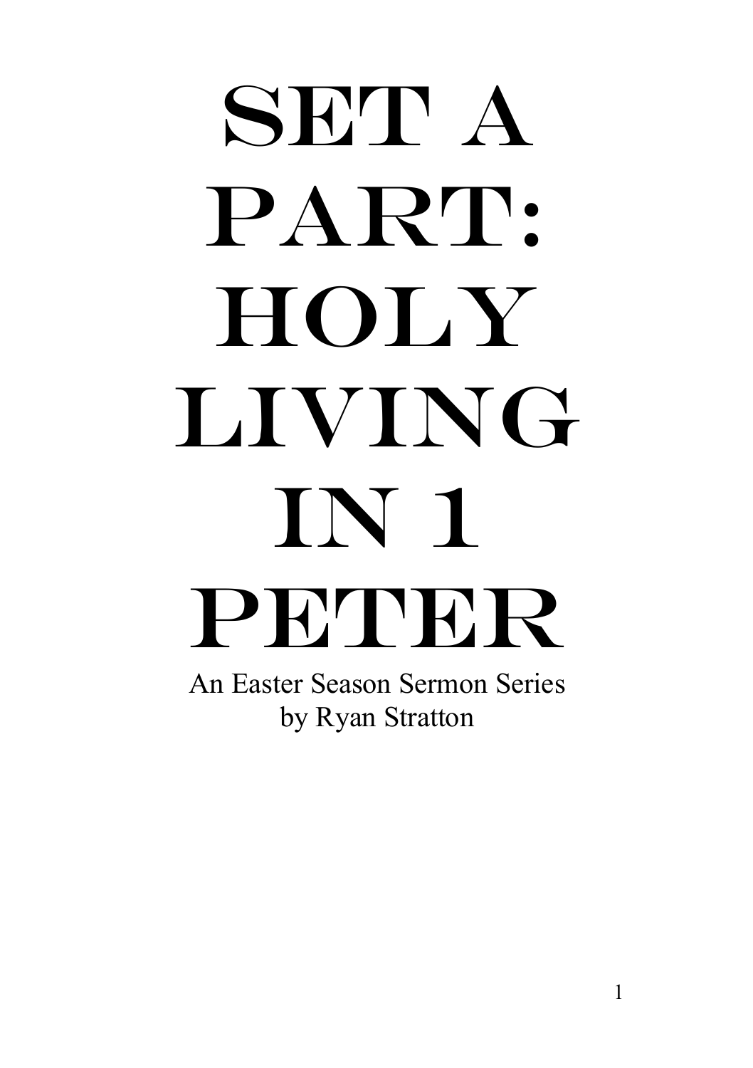# SET A PART: HOLY LIVING IN 1 PETER

An Easter Season Sermon Series
by Ryan Stratton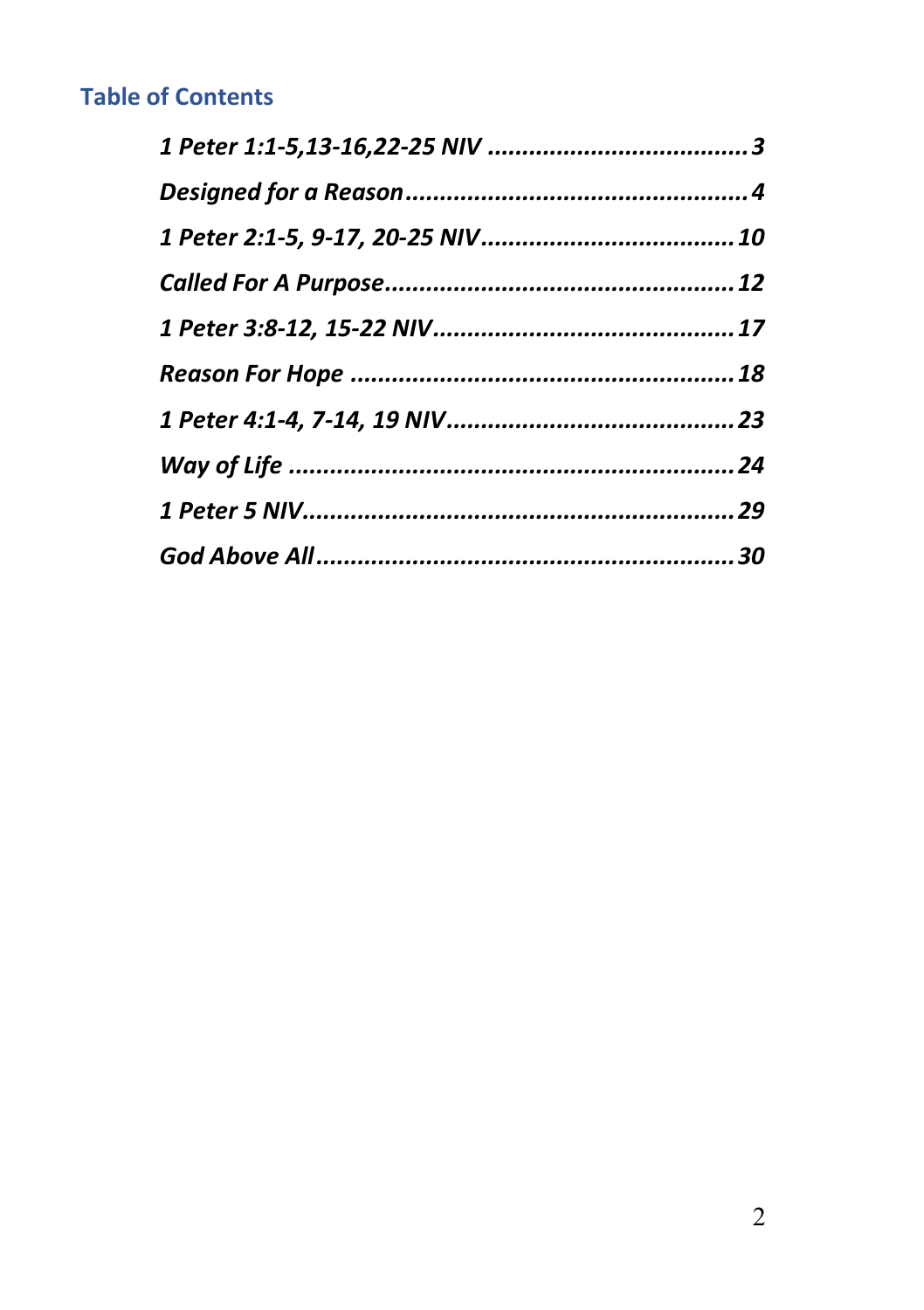## Table of Contents

*1 Peter 1:1-5,13-16,22-25 NIV* .......................................... *3*

*Designed for a Reason* .......................................... *4*

*1 Peter 2:1-5, 9-17, 20-25 NIV* .......................................... *10*

*Called For A Purpose* .......................................... *12*

*1 Peter 3:8-12, 15-22 NIV* .......................................... *17*

*Reason For Hope* .......................................... *18*

*1 Peter 4:1-4, 7-14, 19 NIV* .......................................... *23*

*Way of Life* .......................................... *24*

*1 Peter 5 NIV* .......................................... *29*

*God Above All* .......................................... *30*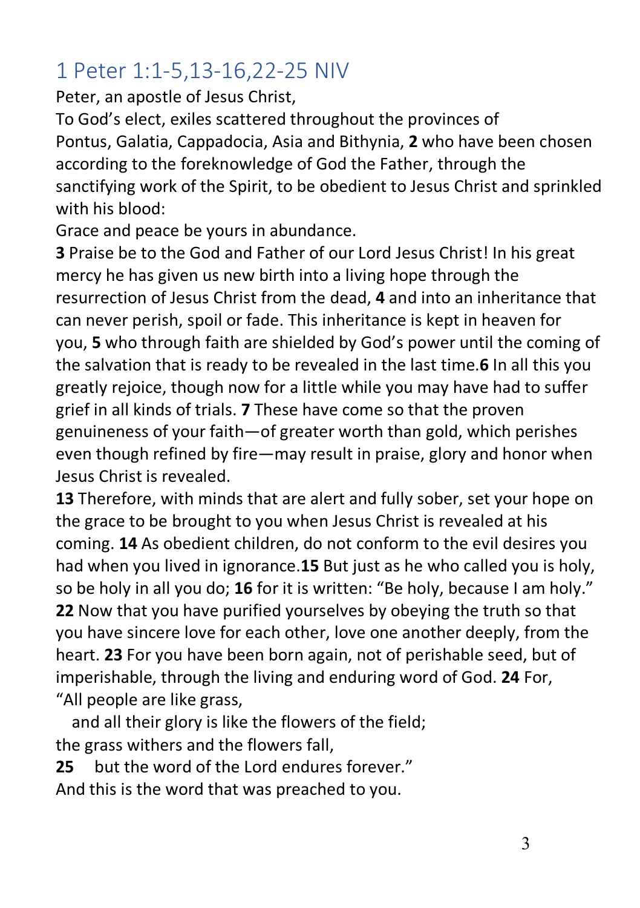## 1 Peter 1:1-5,13-16,22-25 NIV

Peter, an apostle of Jesus Christ,

To God's elect, exiles scattered throughout the provinces of Pontus, Galatia, Cappadocia, Asia and Bithynia, **2** who have been chosen according to the foreknowledge of God the Father, through the sanctifying work of the Spirit, to be obedient to Jesus Christ and sprinkled with his blood:

Grace and peace be yours in abundance.

**3** Praise be to the God and Father of our Lord Jesus Christ! In his great mercy he has given us new birth into a living hope through the resurrection of Jesus Christ from the dead, **4** and into an inheritance that can never perish, spoil or fade. This inheritance is kept in heaven for you, **5** who through faith are shielded by God's power until the coming of the salvation that is ready to be revealed in the last time.**6** In all this you greatly rejoice, though now for a little while you may have had to suffer grief in all kinds of trials. **7** These have come so that the proven genuineness of your faith—of greater worth than gold, which perishes even though refined by fire—may result in praise, glory and honor when Jesus Christ is revealed.

**13** Therefore, with minds that are alert and fully sober, set your hope on the grace to be brought to you when Jesus Christ is revealed at his coming. **14** As obedient children, do not conform to the evil desires you had when you lived in ignorance.**15** But just as he who called you is holy, so be holy in all you do; **16** for it is written: "Be holy, because I am holy."

**22** Now that you have purified yourselves by obeying the truth so that you have sincere love for each other, love one another deeply, from the heart. **23** For you have been born again, not of perishable seed, but of imperishable, through the living and enduring word of God. **24** For,

"All people are like grass,
and all their glory is like the flowers of the field;
the grass withers and the flowers fall,
**25** but the word of the Lord endures forever."

And this is the word that was preached to you.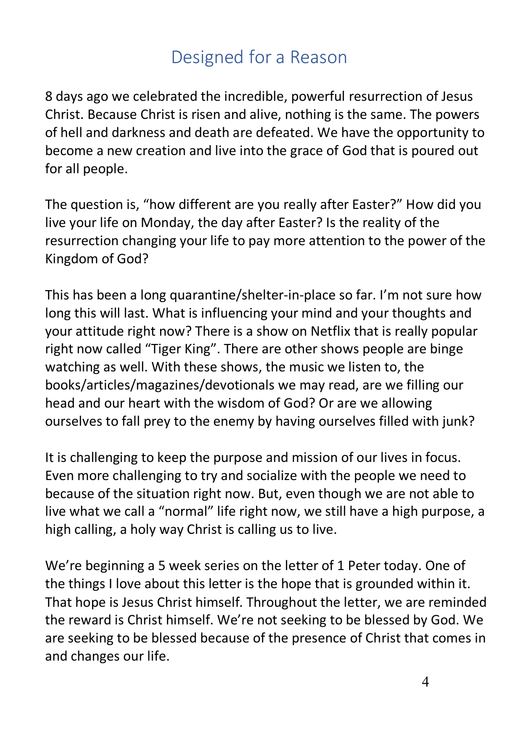# Designed for a Reason

8 days ago we celebrated the incredible, powerful resurrection of Jesus Christ. Because Christ is risen and alive, nothing is the same. The powers of hell and darkness and death are defeated. We have the opportunity to become a new creation and live into the grace of God that is poured out for all people.

The question is, "how different are you really after Easter?" How did you live your life on Monday, the day after Easter? Is the reality of the resurrection changing your life to pay more attention to the power of the Kingdom of God?

This has been a long quarantine/shelter-in-place so far. I'm not sure how long this will last. What is influencing your mind and your thoughts and your attitude right now? There is a show on Netflix that is really popular right now called "Tiger King". There are other shows people are binge watching as well. With these shows, the music we listen to, the books/articles/magazines/devotionals we may read, are we filling our head and our heart with the wisdom of God? Or are we allowing ourselves to fall prey to the enemy by having ourselves filled with junk?

It is challenging to keep the purpose and mission of our lives in focus. Even more challenging to try and socialize with the people we need to because of the situation right now. But, even though we are not able to live what we call a "normal" life right now, we still have a high purpose, a high calling, a holy way Christ is calling us to live.

We're beginning a 5 week series on the letter of 1 Peter today. One of the things I love about this letter is the hope that is grounded within it. That hope is Jesus Christ himself. Throughout the letter, we are reminded the reward is Christ himself. We're not seeking to be blessed by God. We are seeking to be blessed because of the presence of Christ that comes in and changes our life.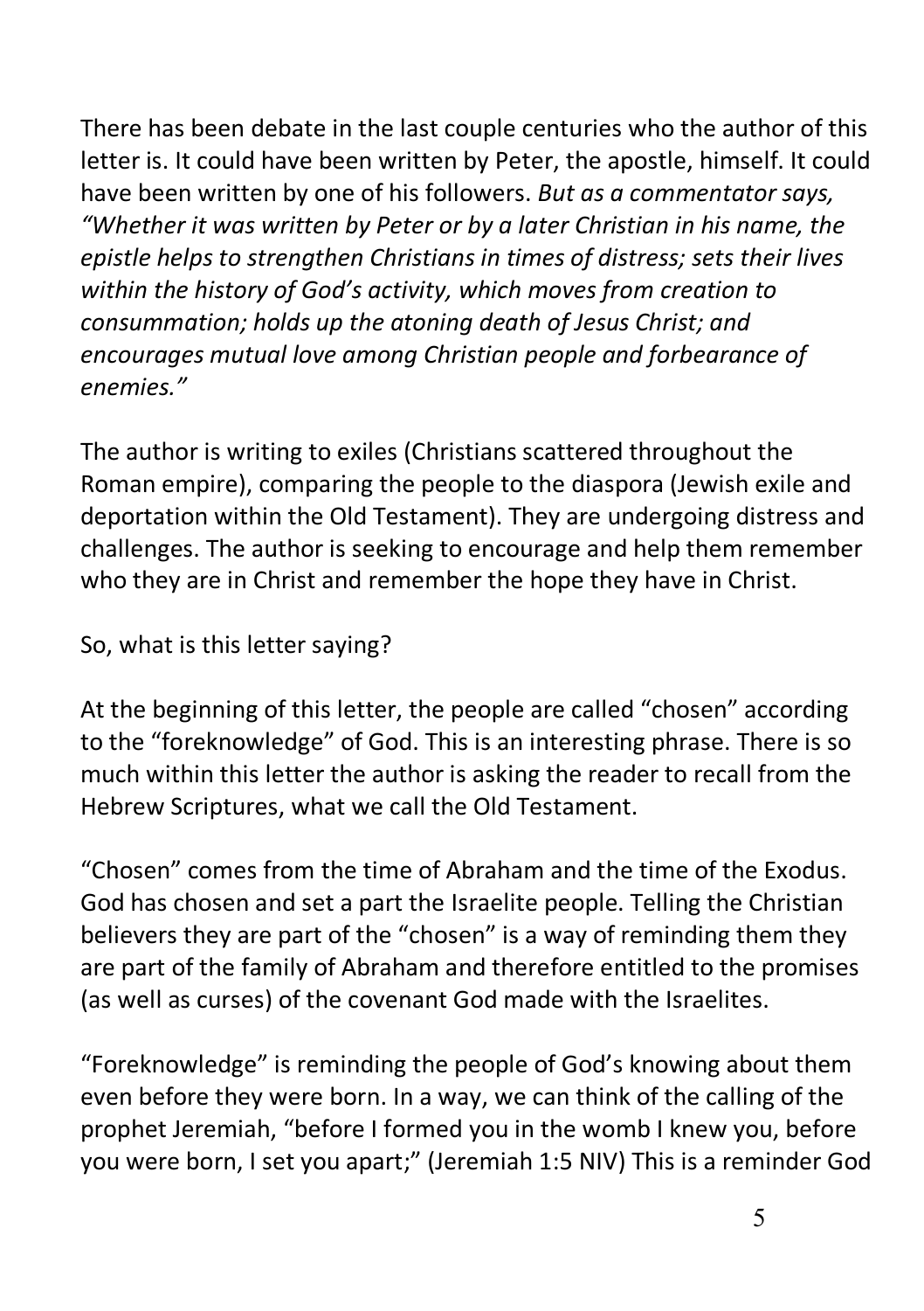There has been debate in the last couple centuries who the author of this letter is. It could have been written by Peter, the apostle, himself. It could have been written by one of his followers. *But as a commentator says, "Whether it was written by Peter or by a later Christian in his name, the epistle helps to strengthen Christians in times of distress; sets their lives within the history of God's activity, which moves from creation to consummation; holds up the atoning death of Jesus Christ; and encourages mutual love among Christian people and forbearance of enemies."*

The author is writing to exiles (Christians scattered throughout the Roman empire), comparing the people to the diaspora (Jewish exile and deportation within the Old Testament). They are undergoing distress and challenges. The author is seeking to encourage and help them remember who they are in Christ and remember the hope they have in Christ.

So, what is this letter saying?

At the beginning of this letter, the people are called "chosen" according to the "foreknowledge" of God. This is an interesting phrase. There is so much within this letter the author is asking the reader to recall from the Hebrew Scriptures, what we call the Old Testament.

"Chosen" comes from the time of Abraham and the time of the Exodus. God has chosen and set a part the Israelite people. Telling the Christian believers they are part of the "chosen" is a way of reminding them they are part of the family of Abraham and therefore entitled to the promises (as well as curses) of the covenant God made with the Israelites.

"Foreknowledge" is reminding the people of God's knowing about them even before they were born. In a way, we can think of the calling of the prophet Jeremiah, "before I formed you in the womb I knew you, before you were born, I set you apart;" (Jeremiah 1:5 NIV) This is a reminder God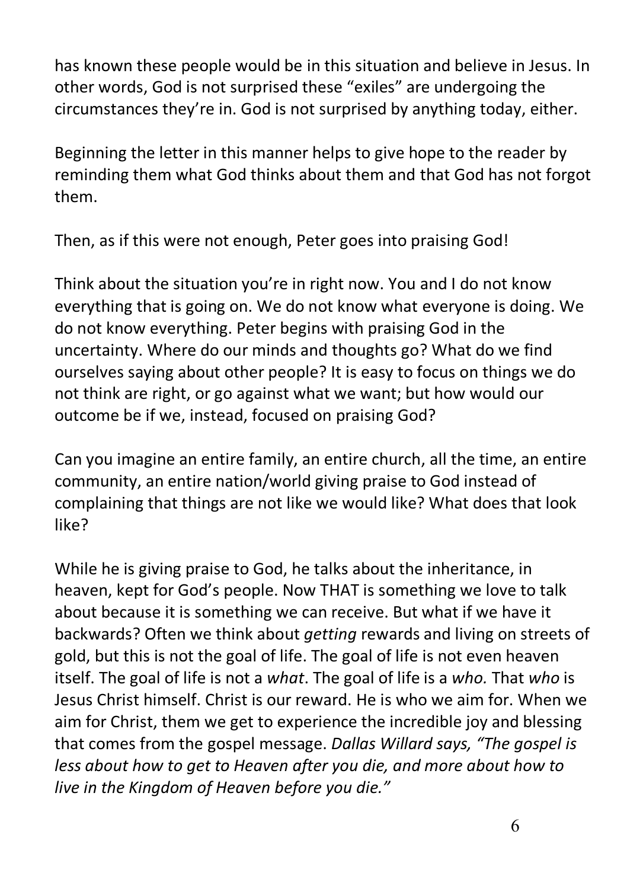has known these people would be in this situation and believe in Jesus. In other words, God is not surprised these "exiles" are undergoing the circumstances they're in. God is not surprised by anything today, either.

Beginning the letter in this manner helps to give hope to the reader by reminding them what God thinks about them and that God has not forgot them.

Then, as if this were not enough, Peter goes into praising God!

Think about the situation you're in right now. You and I do not know everything that is going on. We do not know what everyone is doing. We do not know everything. Peter begins with praising God in the uncertainty. Where do our minds and thoughts go? What do we find ourselves saying about other people? It is easy to focus on things we do not think are right, or go against what we want; but how would our outcome be if we, instead, focused on praising God?

Can you imagine an entire family, an entire church, all the time, an entire community, an entire nation/world giving praise to God instead of complaining that things are not like we would like? What does that look like?

While he is giving praise to God, he talks about the inheritance, in heaven, kept for God's people. Now THAT is something we love to talk about because it is something we can receive. But what if we have it backwards? Often we think about *getting* rewards and living on streets of gold, but this is not the goal of life. The goal of life is not even heaven itself. The goal of life is not a *what*. The goal of life is a *who.* That *who* is Jesus Christ himself. Christ is our reward. He is who we aim for. When we aim for Christ, them we get to experience the incredible joy and blessing that comes from the gospel message. *Dallas Willard says, "The gospel is less about how to get to Heaven after you die, and more about how to live in the Kingdom of Heaven before you die."*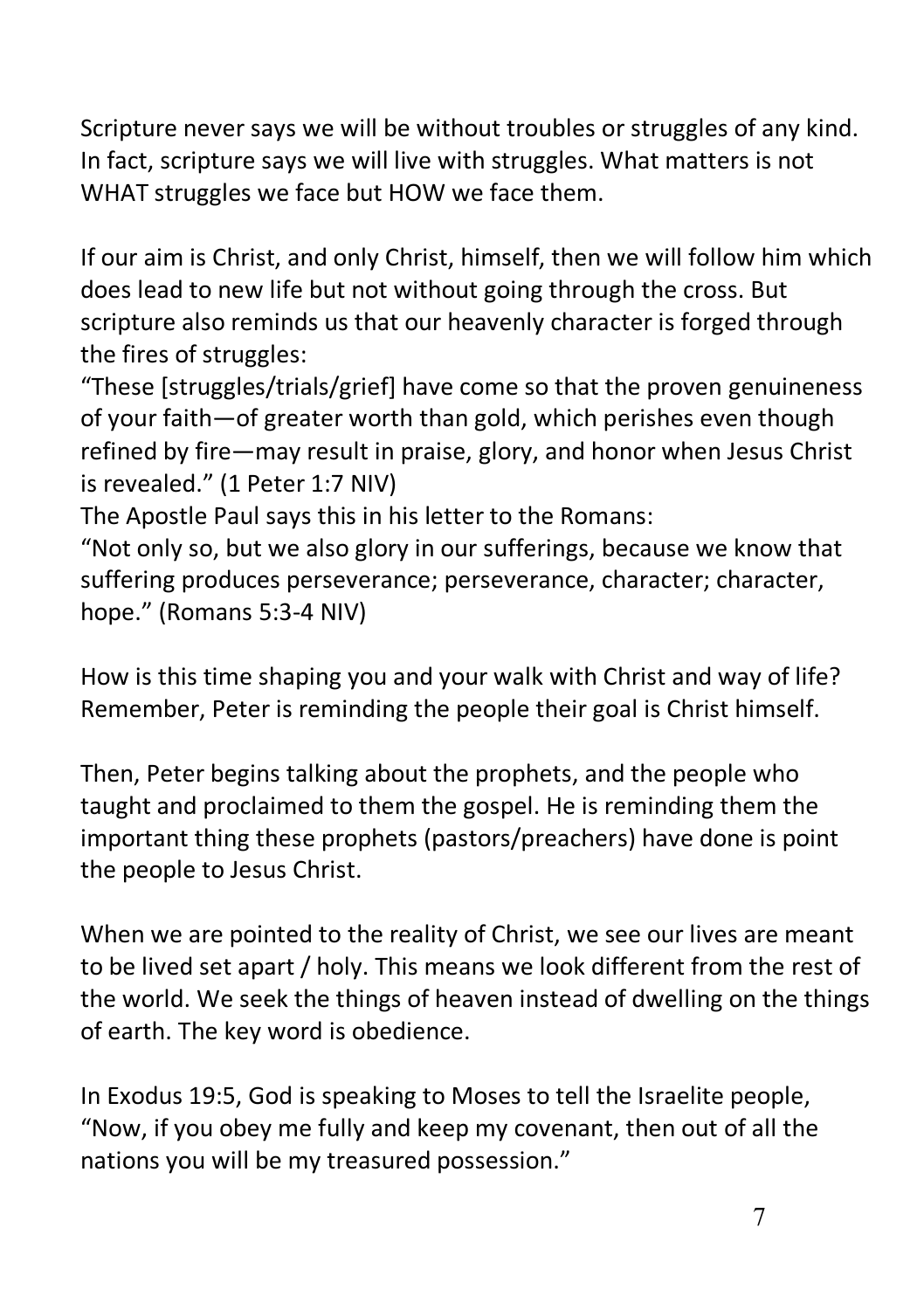Scripture never says we will be without troubles or struggles of any kind. In fact, scripture says we will live with struggles. What matters is not WHAT struggles we face but HOW we face them.

If our aim is Christ, and only Christ, himself, then we will follow him which does lead to new life but not without going through the cross. But scripture also reminds us that our heavenly character is forged through the fires of struggles:
"These [struggles/trials/grief] have come so that the proven genuineness of your faith—of greater worth than gold, which perishes even though refined by fire—may result in praise, glory, and honor when Jesus Christ is revealed." (1 Peter 1:7 NIV)
The Apostle Paul says this in his letter to the Romans:
"Not only so, but we also glory in our sufferings, because we know that suffering produces perseverance; perseverance, character; character, hope." (Romans 5:3-4 NIV)

How is this time shaping you and your walk with Christ and way of life? Remember, Peter is reminding the people their goal is Christ himself.

Then, Peter begins talking about the prophets, and the people who taught and proclaimed to them the gospel. He is reminding them the important thing these prophets (pastors/preachers) have done is point the people to Jesus Christ.

When we are pointed to the reality of Christ, we see our lives are meant to be lived set apart / holy. This means we look different from the rest of the world. We seek the things of heaven instead of dwelling on the things of earth. The key word is obedience.

In Exodus 19:5, God is speaking to Moses to tell the Israelite people, "Now, if you obey me fully and keep my covenant, then out of all the nations you will be my treasured possession."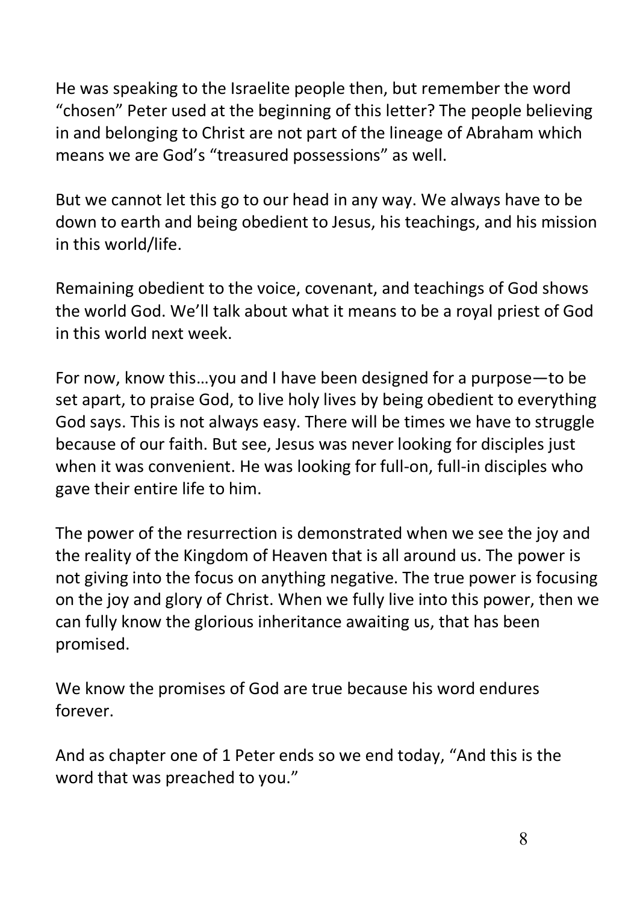He was speaking to the Israelite people then, but remember the word "chosen" Peter used at the beginning of this letter? The people believing in and belonging to Christ are not part of the lineage of Abraham which means we are God's "treasured possessions" as well.

But we cannot let this go to our head in any way. We always have to be down to earth and being obedient to Jesus, his teachings, and his mission in this world/life.

Remaining obedient to the voice, covenant, and teachings of God shows the world God. We'll talk about what it means to be a royal priest of God in this world next week.

For now, know this…you and I have been designed for a purpose—to be set apart, to praise God, to live holy lives by being obedient to everything God says. This is not always easy. There will be times we have to struggle because of our faith. But see, Jesus was never looking for disciples just when it was convenient. He was looking for full-on, full-in disciples who gave their entire life to him.

The power of the resurrection is demonstrated when we see the joy and the reality of the Kingdom of Heaven that is all around us. The power is not giving into the focus on anything negative. The true power is focusing on the joy and glory of Christ. When we fully live into this power, then we can fully know the glorious inheritance awaiting us, that has been promised.

We know the promises of God are true because his word endures forever.

And as chapter one of 1 Peter ends so we end today, "And this is the word that was preached to you."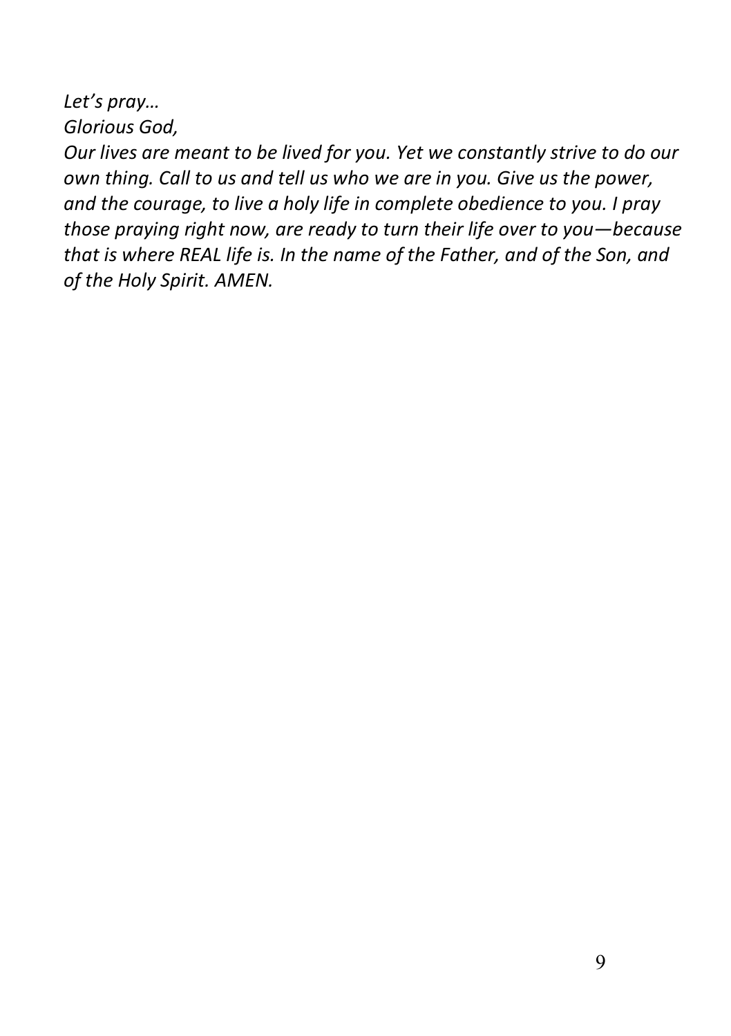*Let's pray…*

*Glorious God,*

*Our lives are meant to be lived for you. Yet we constantly strive to do our own thing. Call to us and tell us who we are in you. Give us the power, and the courage, to live a holy life in complete obedience to you. I pray those praying right now, are ready to turn their life over to you—because that is where REAL life is. In the name of the Father, and of the Son, and of the Holy Spirit. AMEN.*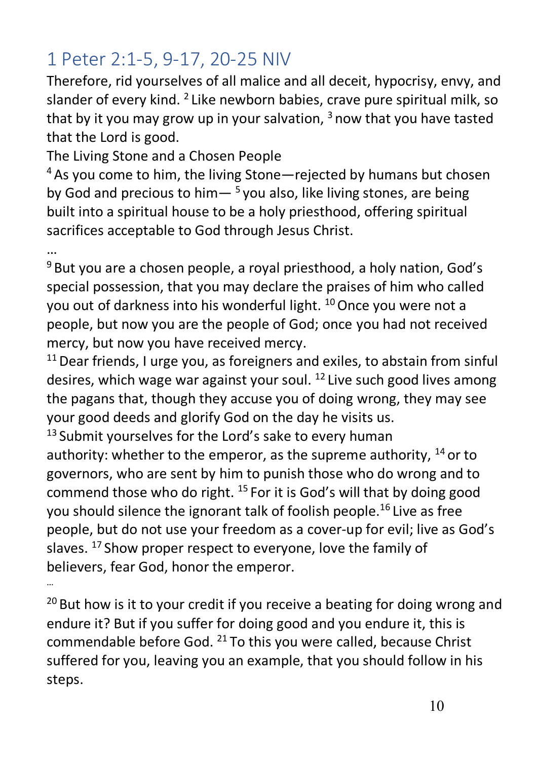## 1 Peter 2:1-5, 9-17, 20-25 NIV

Therefore, rid yourselves of all malice and all deceit, hypocrisy, envy, and slander of every kind. [2] Like newborn babies, crave pure spiritual milk, so that by it you may grow up in your salvation, [3] now that you have tasted that the Lord is good.

The Living Stone and a Chosen People

[4] As you come to him, the living Stone—rejected by humans but chosen by God and precious to him— [5] you also, like living stones, are being built into a spiritual house to be a holy priesthood, offering spiritual sacrifices acceptable to God through Jesus Christ.

…

[9] But you are a chosen people, a royal priesthood, a holy nation, God's special possession, that you may declare the praises of him who called you out of darkness into his wonderful light. [10] Once you were not a people, but now you are the people of God; once you had not received mercy, but now you have received mercy.

[11] Dear friends, I urge you, as foreigners and exiles, to abstain from sinful desires, which wage war against your soul. [12] Live such good lives among the pagans that, though they accuse you of doing wrong, they may see your good deeds and glorify God on the day he visits us.

[13] Submit yourselves for the Lord's sake to every human authority: whether to the emperor, as the supreme authority, [14] or to governors, who are sent by him to punish those who do wrong and to commend those who do right. [15] For it is God's will that by doing good you should silence the ignorant talk of foolish people.[16] Live as free people, but do not use your freedom as a cover-up for evil; live as God's slaves. [17] Show proper respect to everyone, love the family of believers, fear God, honor the emperor.

…

[20] But how is it to your credit if you receive a beating for doing wrong and endure it? But if you suffer for doing good and you endure it, this is commendable before God. [21] To this you were called, because Christ suffered for you, leaving you an example, that you should follow in his steps.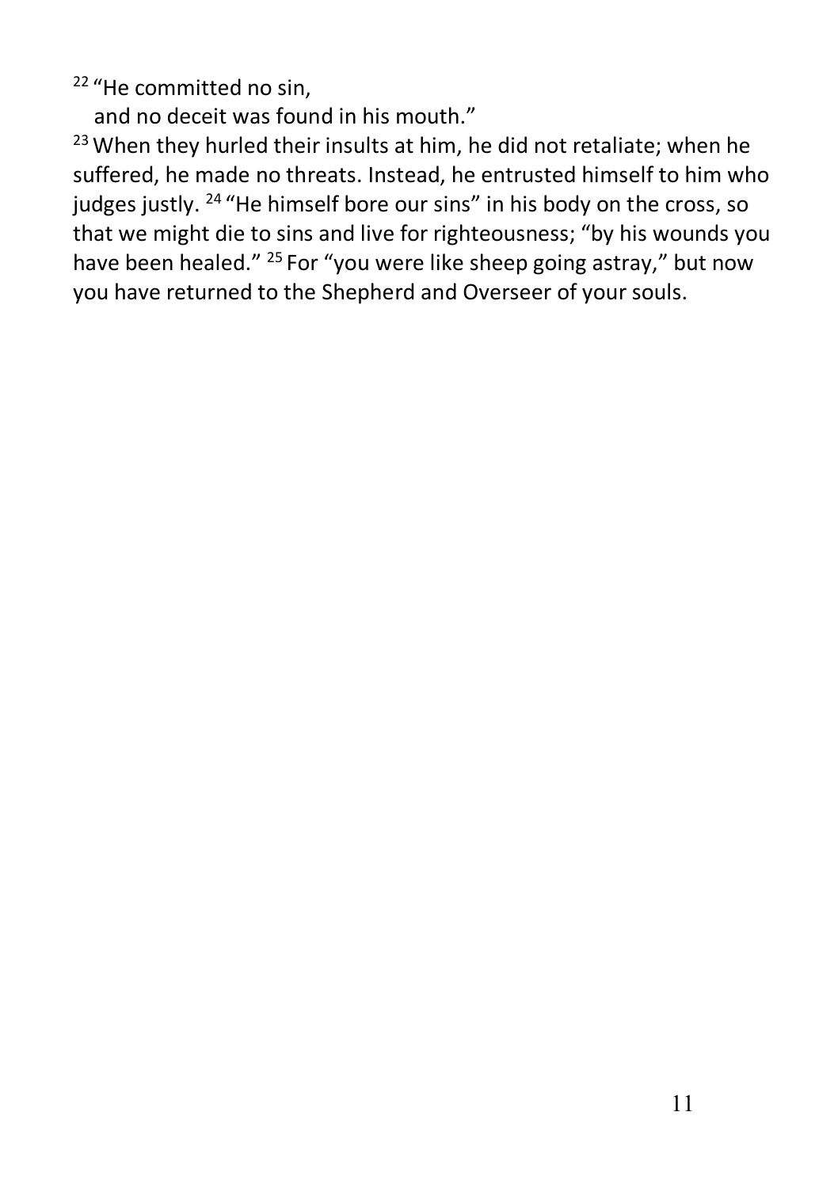[22] "He committed no sin,
   and no deceit was found in his mouth."

[23] When they hurled their insults at him, he did not retaliate; when he suffered, he made no threats. Instead, he entrusted himself to him who judges justly. [24] "He himself bore our sins" in his body on the cross, so that we might die to sins and live for righteousness; "by his wounds you have been healed." [25] For "you were like sheep going astray," but now you have returned to the Shepherd and Overseer of your souls.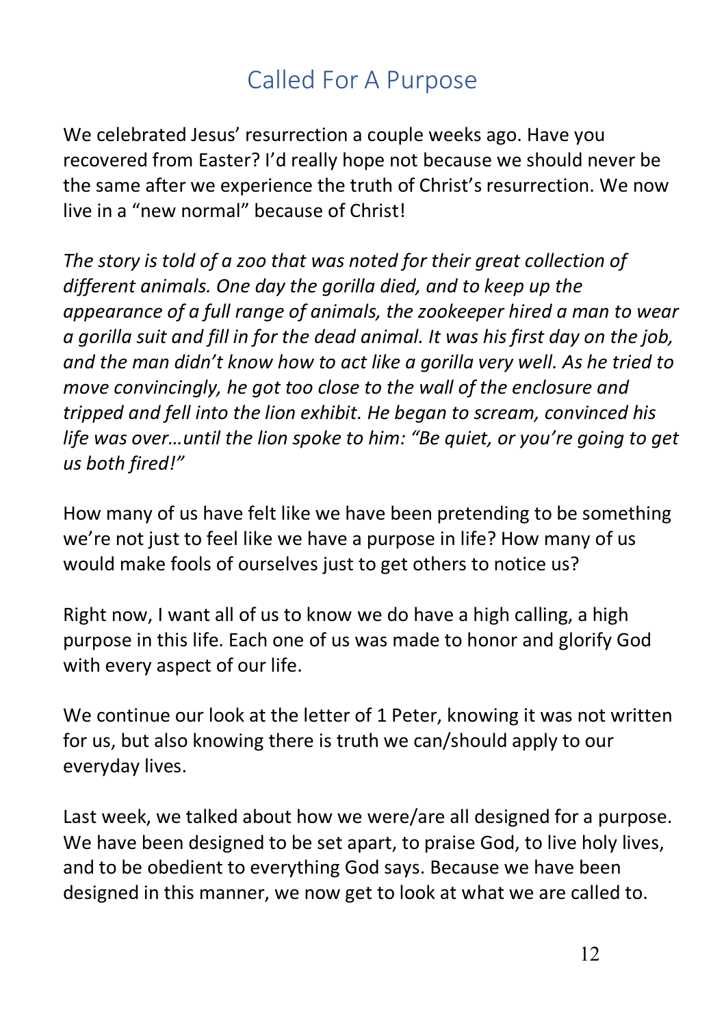# Called For A Purpose

We celebrated Jesus' resurrection a couple weeks ago. Have you recovered from Easter? I'd really hope not because we should never be the same after we experience the truth of Christ's resurrection. We now live in a "new normal" because of Christ!

*The story is told of a zoo that was noted for their great collection of different animals. One day the gorilla died, and to keep up the appearance of a full range of animals, the zookeeper hired a man to wear a gorilla suit and fill in for the dead animal. It was his first day on the job, and the man didn't know how to act like a gorilla very well. As he tried to move convincingly, he got too close to the wall of the enclosure and tripped and fell into the lion exhibit. He began to scream, convinced his life was over…until the lion spoke to him: "Be quiet, or you're going to get us both fired!"*

How many of us have felt like we have been pretending to be something we're not just to feel like we have a purpose in life? How many of us would make fools of ourselves just to get others to notice us?

Right now, I want all of us to know we do have a high calling, a high purpose in this life. Each one of us was made to honor and glorify God with every aspect of our life.

We continue our look at the letter of 1 Peter, knowing it was not written for us, but also knowing there is truth we can/should apply to our everyday lives.

Last week, we talked about how we were/are all designed for a purpose. We have been designed to be set apart, to praise God, to live holy lives, and to be obedient to everything God says. Because we have been designed in this manner, we now get to look at what we are called to.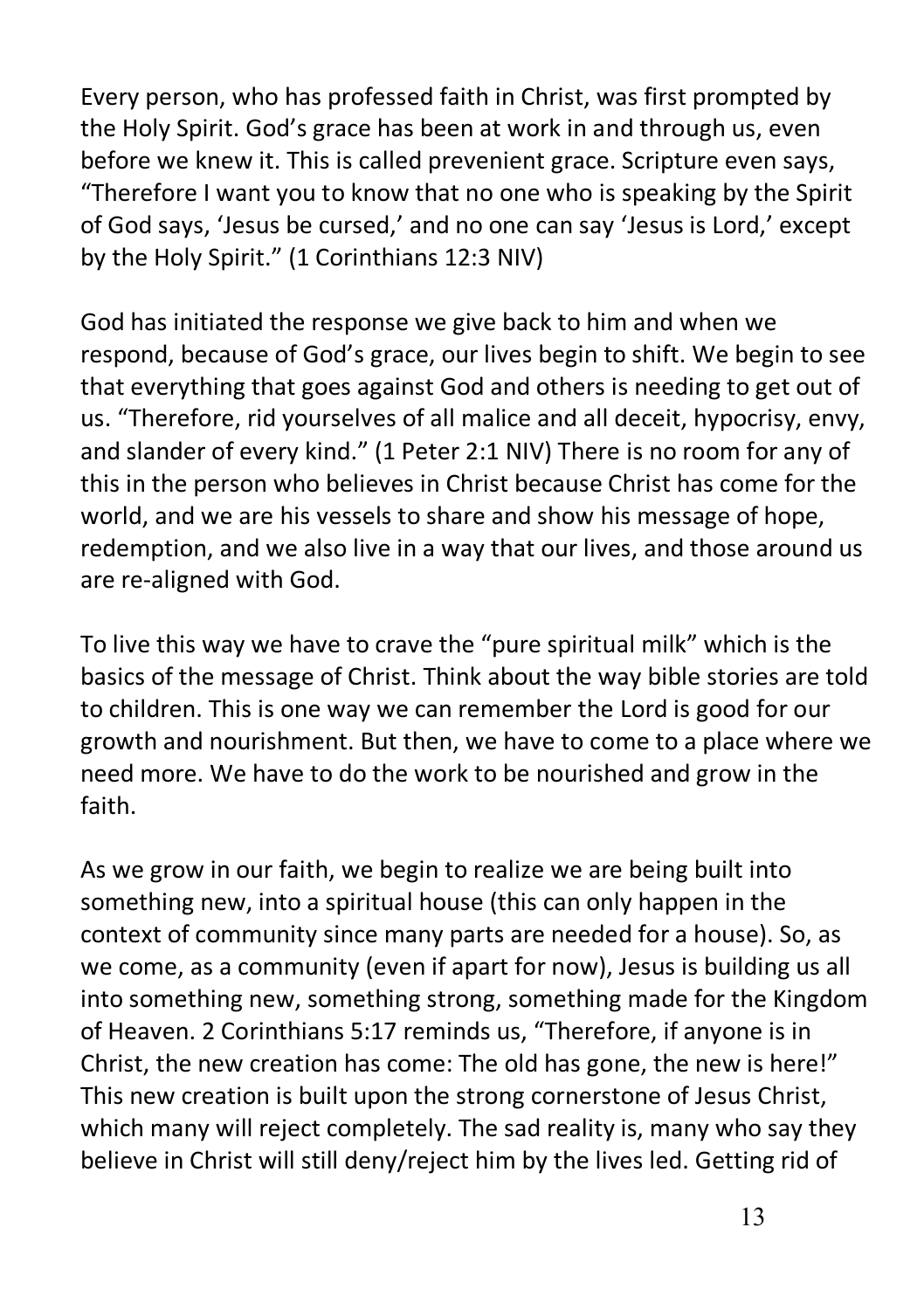Every person, who has professed faith in Christ, was first prompted by the Holy Spirit. God's grace has been at work in and through us, even before we knew it. This is called prevenient grace. Scripture even says, "Therefore I want you to know that no one who is speaking by the Spirit of God says, 'Jesus be cursed,' and no one can say 'Jesus is Lord,' except by the Holy Spirit." (1 Corinthians 12:3 NIV)

God has initiated the response we give back to him and when we respond, because of God's grace, our lives begin to shift. We begin to see that everything that goes against God and others is needing to get out of us. "Therefore, rid yourselves of all malice and all deceit, hypocrisy, envy, and slander of every kind." (1 Peter 2:1 NIV) There is no room for any of this in the person who believes in Christ because Christ has come for the world, and we are his vessels to share and show his message of hope, redemption, and we also live in a way that our lives, and those around us are re-aligned with God.

To live this way we have to crave the "pure spiritual milk" which is the basics of the message of Christ. Think about the way bible stories are told to children. This is one way we can remember the Lord is good for our growth and nourishment. But then, we have to come to a place where we need more. We have to do the work to be nourished and grow in the faith.

As we grow in our faith, we begin to realize we are being built into something new, into a spiritual house (this can only happen in the context of community since many parts are needed for a house). So, as we come, as a community (even if apart for now), Jesus is building us all into something new, something strong, something made for the Kingdom of Heaven. 2 Corinthians 5:17 reminds us, "Therefore, if anyone is in Christ, the new creation has come: The old has gone, the new is here!" This new creation is built upon the strong cornerstone of Jesus Christ, which many will reject completely. The sad reality is, many who say they believe in Christ will still deny/reject him by the lives led. Getting rid of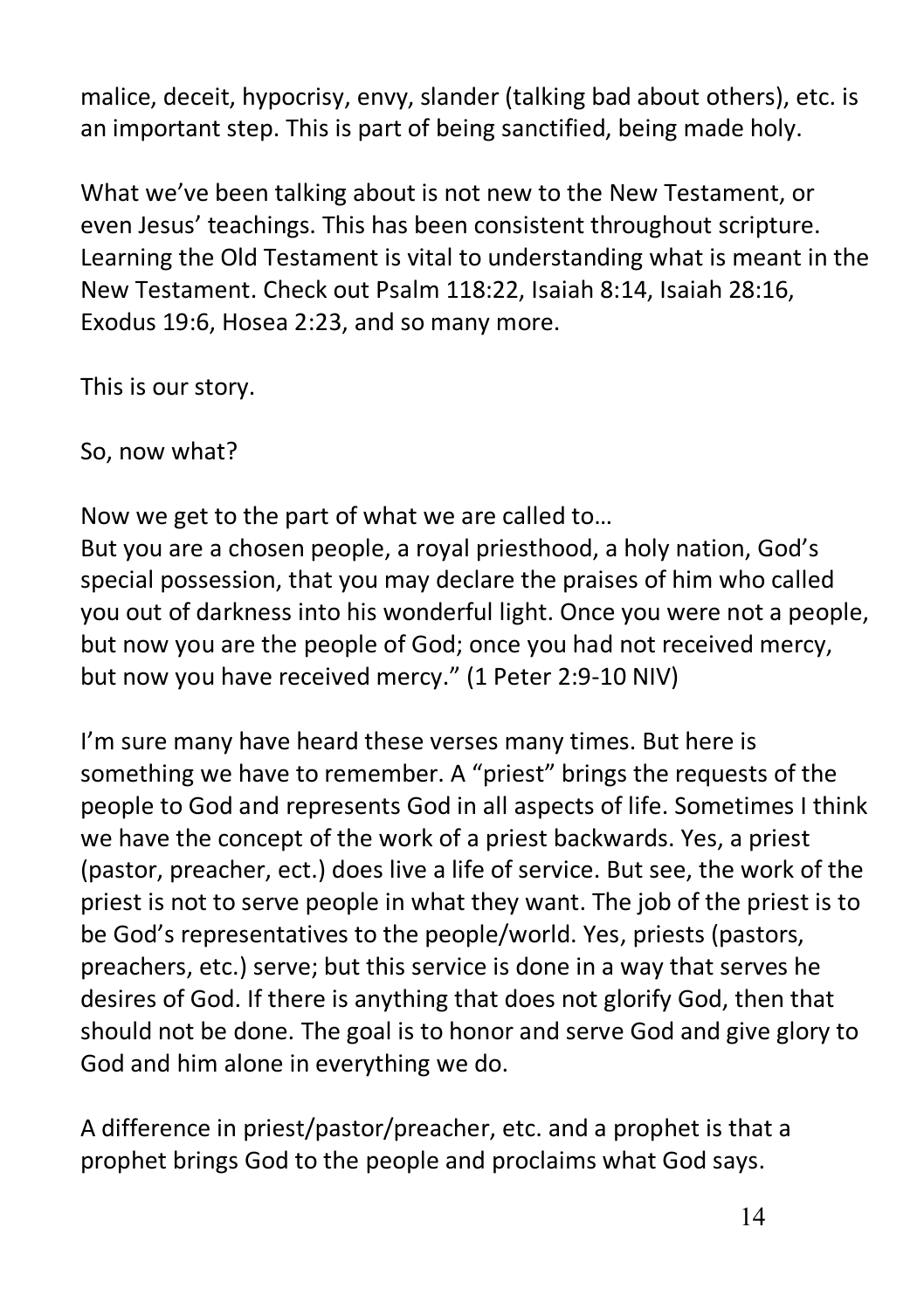malice, deceit, hypocrisy, envy, slander (talking bad about others), etc. is an important step. This is part of being sanctified, being made holy.

What we've been talking about is not new to the New Testament, or even Jesus' teachings. This has been consistent throughout scripture. Learning the Old Testament is vital to understanding what is meant in the New Testament. Check out Psalm 118:22, Isaiah 8:14, Isaiah 28:16, Exodus 19:6, Hosea 2:23, and so many more.

This is our story.

So, now what?

Now we get to the part of what we are called to…
But you are a chosen people, a royal priesthood, a holy nation, God's special possession, that you may declare the praises of him who called you out of darkness into his wonderful light. Once you were not a people, but now you are the people of God; once you had not received mercy, but now you have received mercy." (1 Peter 2:9-10 NIV)

I'm sure many have heard these verses many times. But here is something we have to remember. A "priest" brings the requests of the people to God and represents God in all aspects of life. Sometimes I think we have the concept of the work of a priest backwards. Yes, a priest (pastor, preacher, ect.) does live a life of service. But see, the work of the priest is not to serve people in what they want. The job of the priest is to be God's representatives to the people/world. Yes, priests (pastors, preachers, etc.) serve; but this service is done in a way that serves he desires of God. If there is anything that does not glorify God, then that should not be done. The goal is to honor and serve God and give glory to God and him alone in everything we do.

A difference in priest/pastor/preacher, etc. and a prophet is that a prophet brings God to the people and proclaims what God says.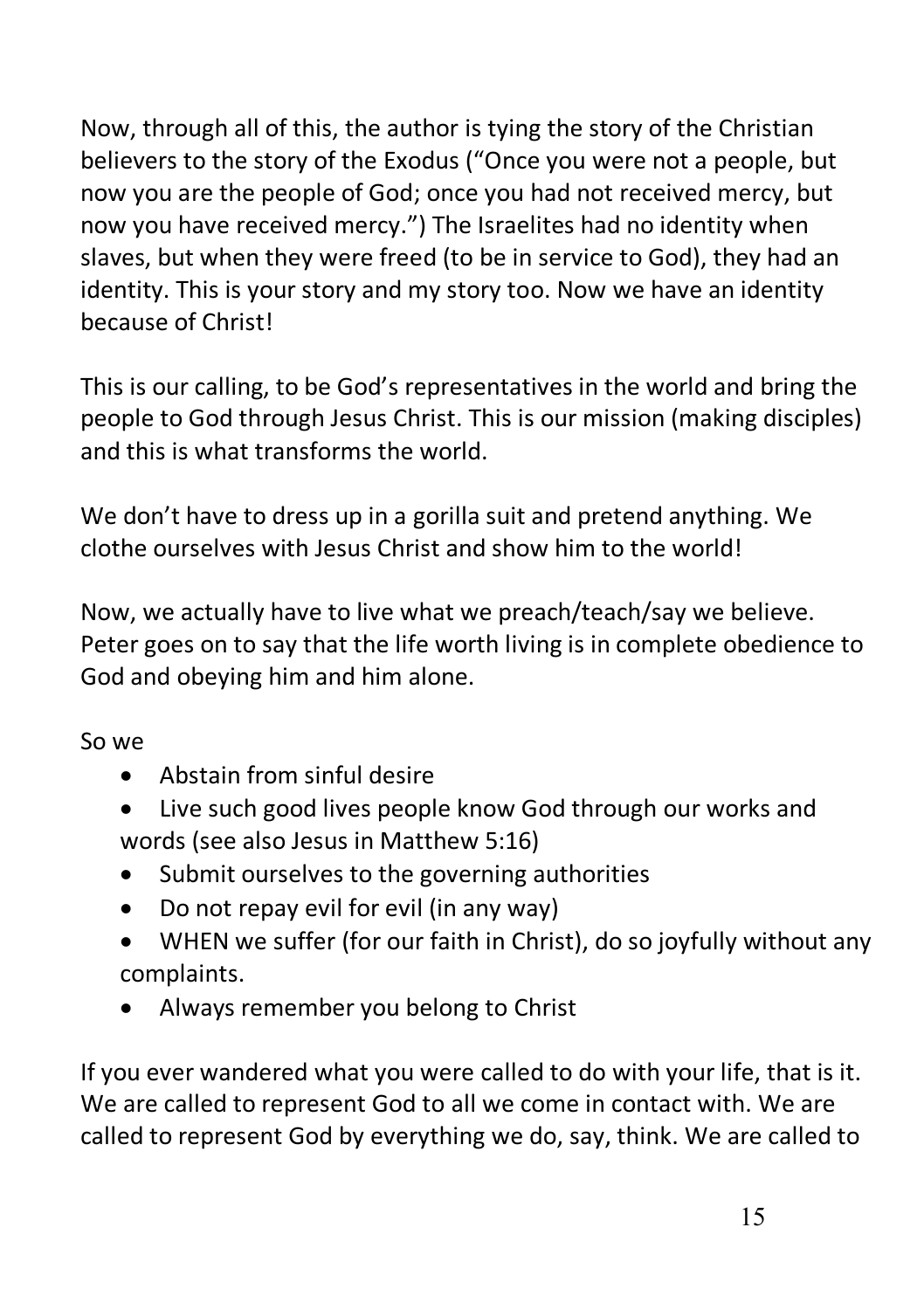Now, through all of this, the author is tying the story of the Christian believers to the story of the Exodus ("Once you were not a people, but now you are the people of God; once you had not received mercy, but now you have received mercy.") The Israelites had no identity when slaves, but when they were freed (to be in service to God), they had an identity. This is your story and my story too. Now we have an identity because of Christ!

This is our calling, to be God's representatives in the world and bring the people to God through Jesus Christ. This is our mission (making disciples) and this is what transforms the world.

We don't have to dress up in a gorilla suit and pretend anything. We clothe ourselves with Jesus Christ and show him to the world!

Now, we actually have to live what we preach/teach/say we believe. Peter goes on to say that the life worth living is in complete obedience to God and obeying him and him alone.

So we

- Abstain from sinful desire
- Live such good lives people know God through our works and words (see also Jesus in Matthew 5:16)
- Submit ourselves to the governing authorities
- Do not repay evil for evil (in any way)
- WHEN we suffer (for our faith in Christ), do so joyfully without any complaints.
- Always remember you belong to Christ

If you ever wandered what you were called to do with your life, that is it. We are called to represent God to all we come in contact with. We are called to represent God by everything we do, say, think. We are called to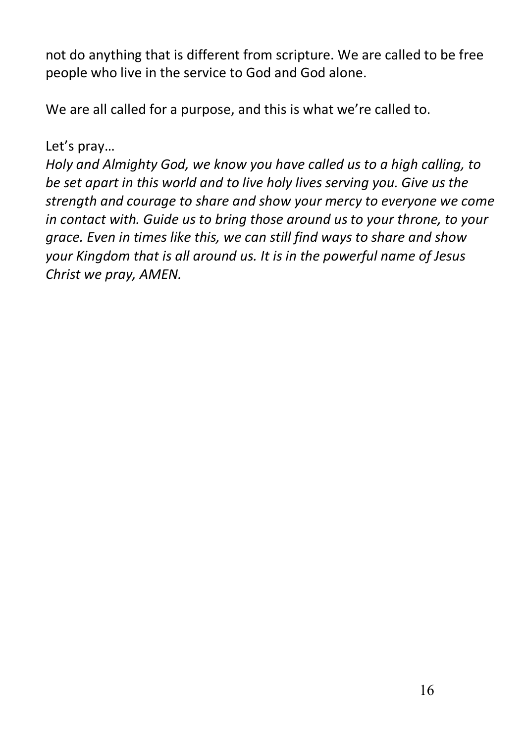not do anything that is different from scripture. We are called to be free people who live in the service to God and God alone.

We are all called for a purpose, and this is what we're called to.

Let's pray…

*Holy and Almighty God, we know you have called us to a high calling, to be set apart in this world and to live holy lives serving you. Give us the strength and courage to share and show your mercy to everyone we come in contact with. Guide us to bring those around us to your throne, to your grace. Even in times like this, we can still find ways to share and show your Kingdom that is all around us. It is in the powerful name of Jesus Christ we pray, AMEN.*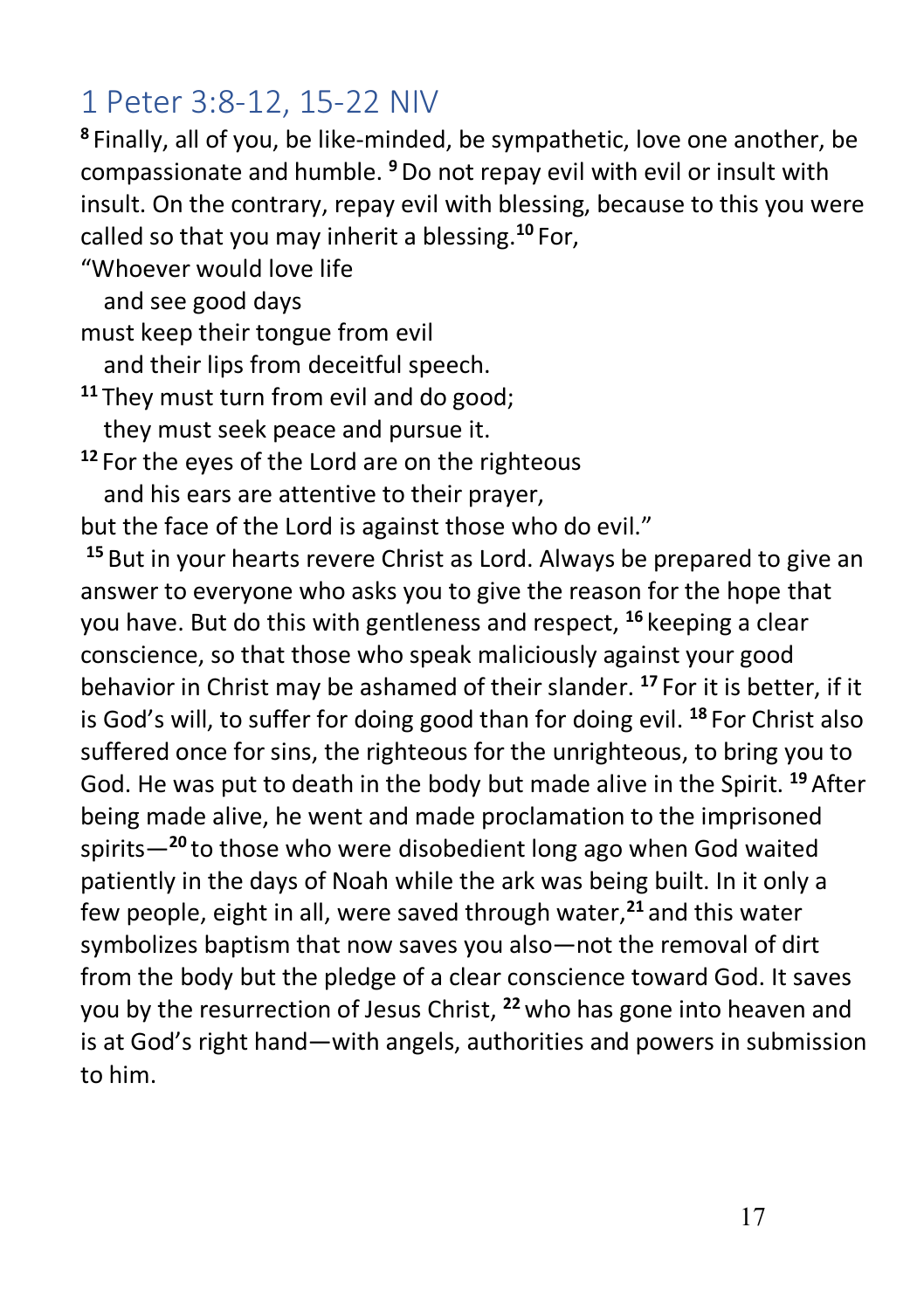## 1 Peter 3:8-12, 15-22 NIV

[8] Finally, all of you, be like-minded, be sympathetic, love one another, be compassionate and humble. [9] Do not repay evil with evil or insult with insult. On the contrary, repay evil with blessing, because to this you were called so that you may inherit a blessing.[10] For,

"Whoever would love life  
   and see good days  
must keep their tongue from evil  
   and their lips from deceitful speech.  
[11] They must turn from evil and do good;  
   they must seek peace and pursue it.  
[12] For the eyes of the Lord are on the righteous  
   and his ears are attentive to their prayer,  
but the face of the Lord is against those who do evil."

[15] But in your hearts revere Christ as Lord. Always be prepared to give an answer to everyone who asks you to give the reason for the hope that you have. But do this with gentleness and respect, [16] keeping a clear conscience, so that those who speak maliciously against your good behavior in Christ may be ashamed of their slander. [17] For it is better, if it is God's will, to suffer for doing good than for doing evil. [18] For Christ also suffered once for sins, the righteous for the unrighteous, to bring you to God. He was put to death in the body but made alive in the Spirit. [19] After being made alive, he went and made proclamation to the imprisoned spirits—[20] to those who were disobedient long ago when God waited patiently in the days of Noah while the ark was being built. In it only a few people, eight in all, were saved through water,[21] and this water symbolizes baptism that now saves you also—not the removal of dirt from the body but the pledge of a clear conscience toward God. It saves you by the resurrection of Jesus Christ, [22] who has gone into heaven and is at God's right hand—with angels, authorities and powers in submission to him.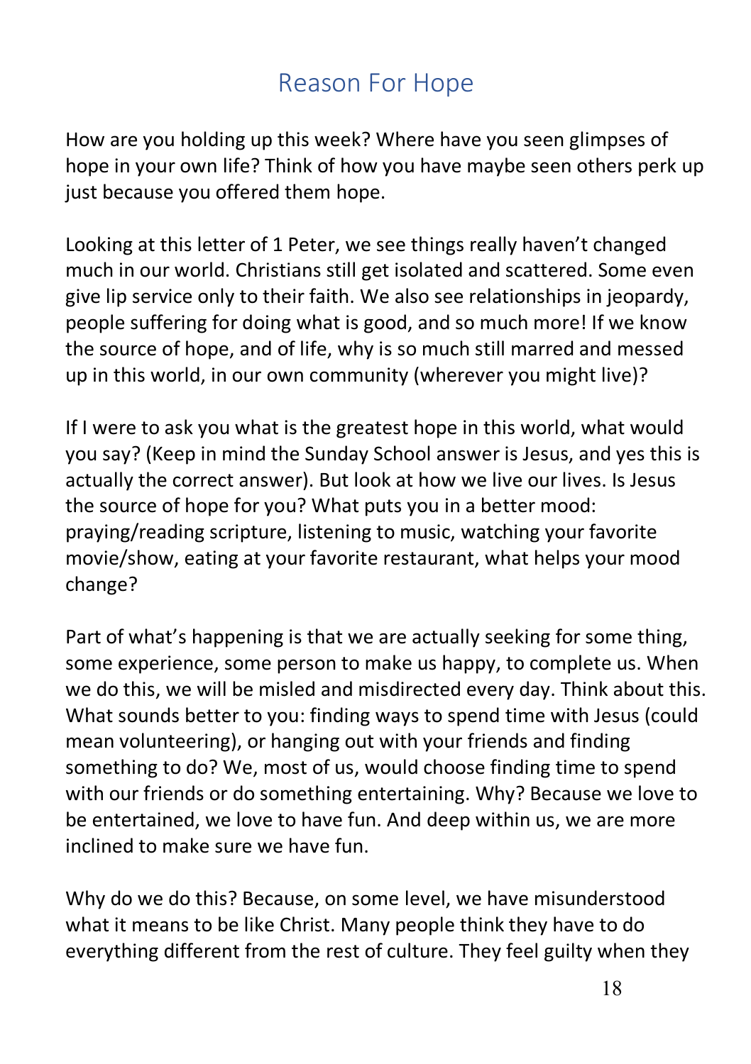# Reason For Hope

How are you holding up this week? Where have you seen glimpses of hope in your own life? Think of how you have maybe seen others perk up just because you offered them hope.

Looking at this letter of 1 Peter, we see things really haven't changed much in our world. Christians still get isolated and scattered. Some even give lip service only to their faith. We also see relationships in jeopardy, people suffering for doing what is good, and so much more! If we know the source of hope, and of life, why is so much still marred and messed up in this world, in our own community (wherever you might live)?

If I were to ask you what is the greatest hope in this world, what would you say? (Keep in mind the Sunday School answer is Jesus, and yes this is actually the correct answer). But look at how we live our lives. Is Jesus the source of hope for you? What puts you in a better mood: praying/reading scripture, listening to music, watching your favorite movie/show, eating at your favorite restaurant, what helps your mood change?

Part of what's happening is that we are actually seeking for some thing, some experience, some person to make us happy, to complete us. When we do this, we will be misled and misdirected every day. Think about this. What sounds better to you: finding ways to spend time with Jesus (could mean volunteering), or hanging out with your friends and finding something to do? We, most of us, would choose finding time to spend with our friends or do something entertaining. Why? Because we love to be entertained, we love to have fun. And deep within us, we are more inclined to make sure we have fun.

Why do we do this? Because, on some level, we have misunderstood what it means to be like Christ. Many people think they have to do everything different from the rest of culture. They feel guilty when they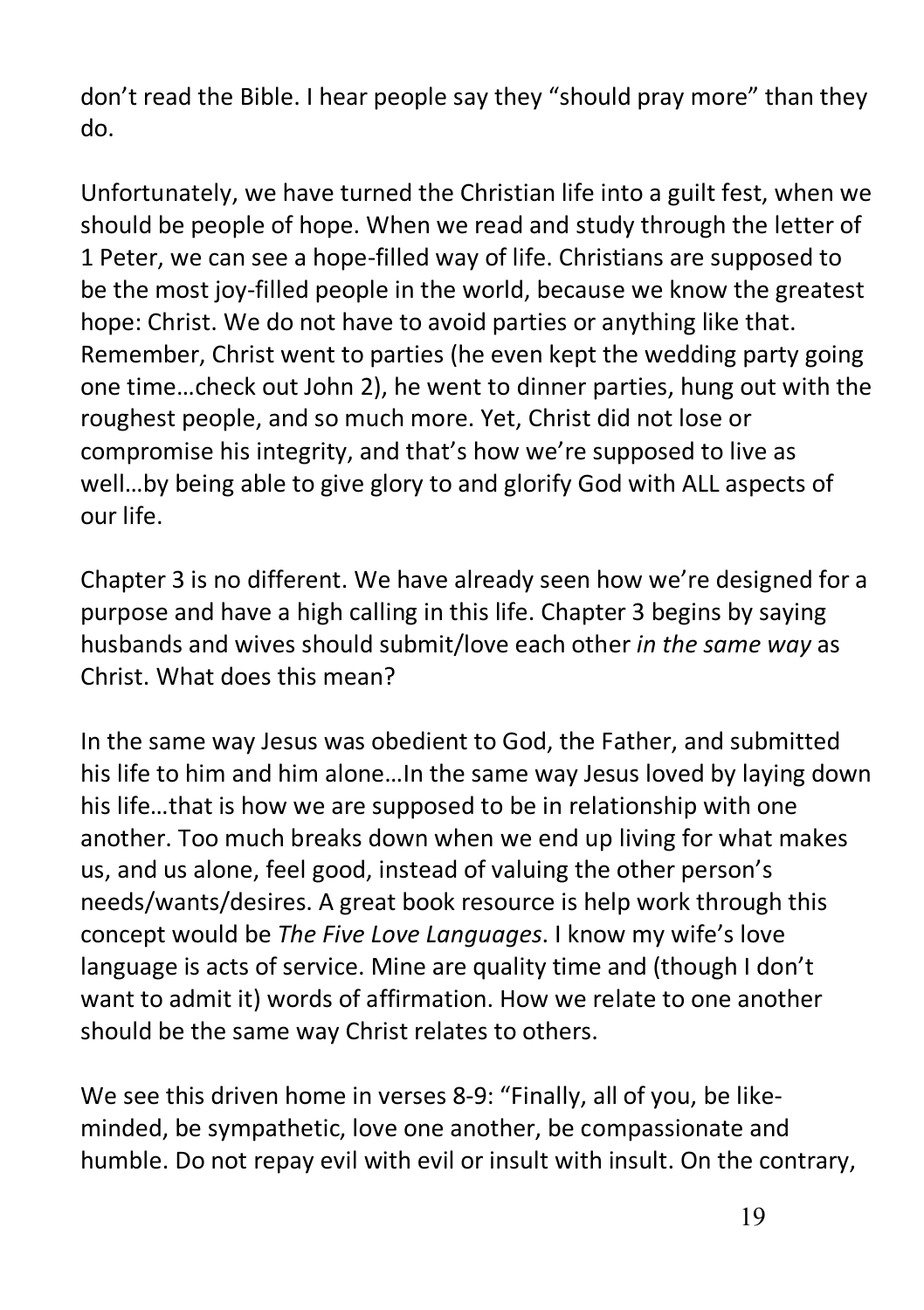don't read the Bible. I hear people say they "should pray more" than they do.

Unfortunately, we have turned the Christian life into a guilt fest, when we should be people of hope. When we read and study through the letter of 1 Peter, we can see a hope-filled way of life. Christians are supposed to be the most joy-filled people in the world, because we know the greatest hope: Christ. We do not have to avoid parties or anything like that. Remember, Christ went to parties (he even kept the wedding party going one time…check out John 2), he went to dinner parties, hung out with the roughest people, and so much more. Yet, Christ did not lose or compromise his integrity, and that's how we're supposed to live as well…by being able to give glory to and glorify God with ALL aspects of our life.

Chapter 3 is no different. We have already seen how we're designed for a purpose and have a high calling in this life. Chapter 3 begins by saying husbands and wives should submit/love each other *in the same way* as Christ. What does this mean?

In the same way Jesus was obedient to God, the Father, and submitted his life to him and him alone…In the same way Jesus loved by laying down his life…that is how we are supposed to be in relationship with one another. Too much breaks down when we end up living for what makes us, and us alone, feel good, instead of valuing the other person's needs/wants/desires. A great book resource is help work through this concept would be *The Five Love Languages*. I know my wife's love language is acts of service. Mine are quality time and (though I don't want to admit it) words of affirmation. How we relate to one another should be the same way Christ relates to others.

We see this driven home in verses 8-9: "Finally, all of you, be like-minded, be sympathetic, love one another, be compassionate and humble. Do not repay evil with evil or insult with insult. On the contrary,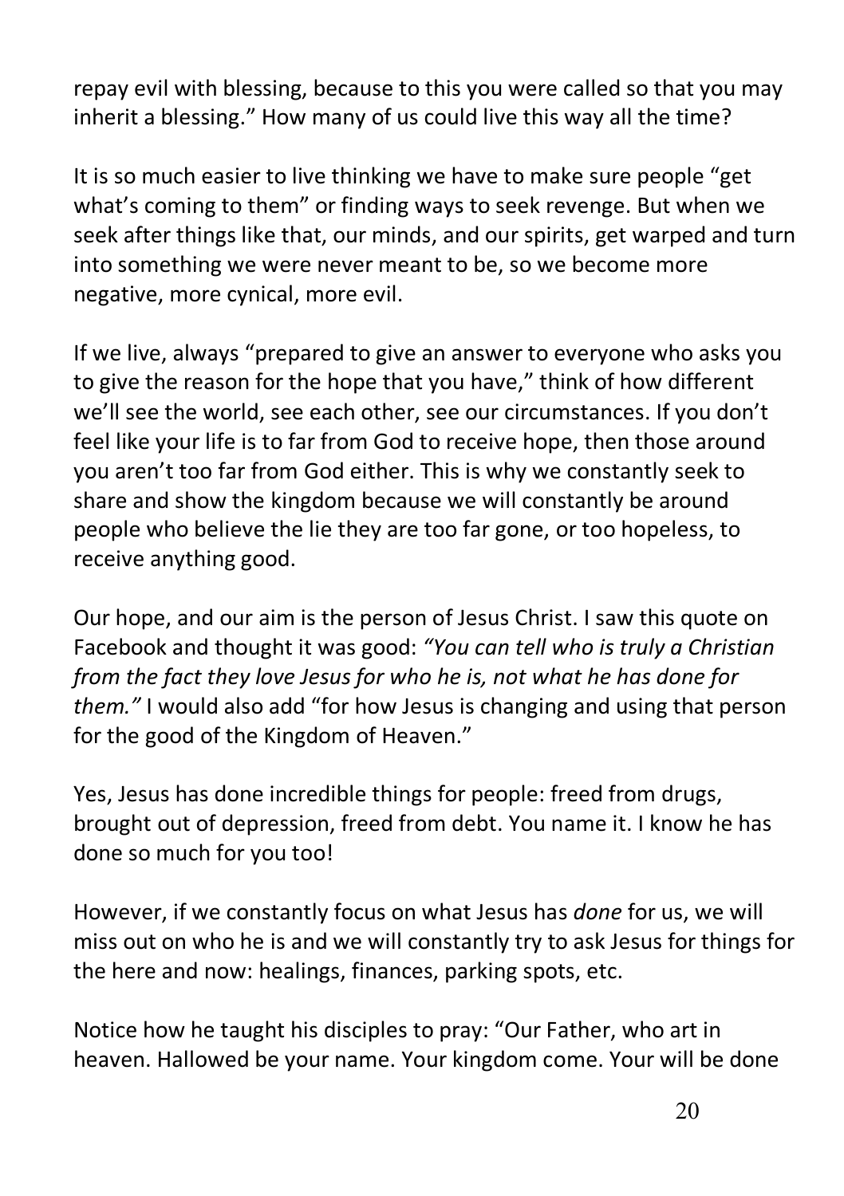repay evil with blessing, because to this you were called so that you may inherit a blessing." How many of us could live this way all the time?

It is so much easier to live thinking we have to make sure people "get what's coming to them" or finding ways to seek revenge. But when we seek after things like that, our minds, and our spirits, get warped and turn into something we were never meant to be, so we become more negative, more cynical, more evil.

If we live, always "prepared to give an answer to everyone who asks you to give the reason for the hope that you have," think of how different we'll see the world, see each other, see our circumstances. If you don't feel like your life is to far from God to receive hope, then those around you aren't too far from God either. This is why we constantly seek to share and show the kingdom because we will constantly be around people who believe the lie they are too far gone, or too hopeless, to receive anything good.

Our hope, and our aim is the person of Jesus Christ. I saw this quote on Facebook and thought it was good: *"You can tell who is truly a Christian from the fact they love Jesus for who he is, not what he has done for them."* I would also add "for how Jesus is changing and using that person for the good of the Kingdom of Heaven."

Yes, Jesus has done incredible things for people: freed from drugs, brought out of depression, freed from debt. You name it. I know he has done so much for you too!

However, if we constantly focus on what Jesus has *done* for us, we will miss out on who he is and we will constantly try to ask Jesus for things for the here and now: healings, finances, parking spots, etc.

Notice how he taught his disciples to pray: "Our Father, who art in heaven. Hallowed be your name. Your kingdom come. Your will be done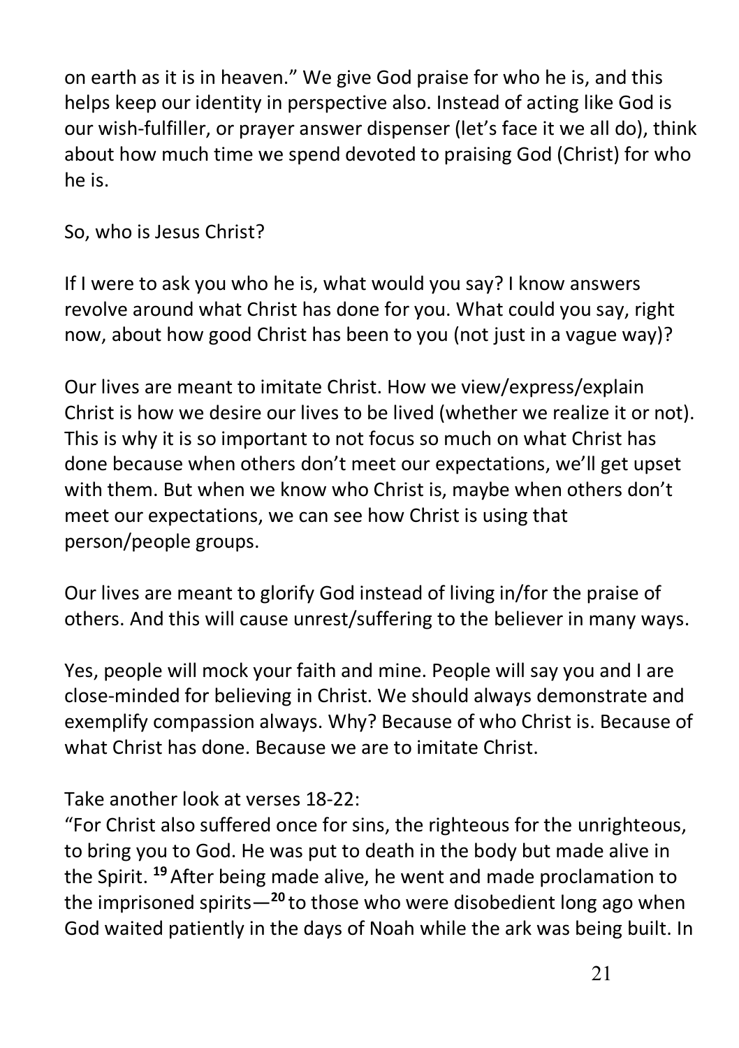on earth as it is in heaven." We give God praise for who he is, and this helps keep our identity in perspective also. Instead of acting like God is our wish-fulfiller, or prayer answer dispenser (let's face it we all do), think about how much time we spend devoted to praising God (Christ) for who he is.

So, who is Jesus Christ?

If I were to ask you who he is, what would you say? I know answers revolve around what Christ has done for you. What could you say, right now, about how good Christ has been to you (not just in a vague way)?

Our lives are meant to imitate Christ. How we view/express/explain Christ is how we desire our lives to be lived (whether we realize it or not). This is why it is so important to not focus so much on what Christ has done because when others don't meet our expectations, we'll get upset with them. But when we know who Christ is, maybe when others don't meet our expectations, we can see how Christ is using that person/people groups.

Our lives are meant to glorify God instead of living in/for the praise of others. And this will cause unrest/suffering to the believer in many ways.

Yes, people will mock your faith and mine. People will say you and I are close-minded for believing in Christ. We should always demonstrate and exemplify compassion always. Why? Because of who Christ is. Because of what Christ has done. Because we are to imitate Christ.

Take another look at verses 18-22:
"For Christ also suffered once for sins, the righteous for the unrighteous, to bring you to God. He was put to death in the body but made alive in the Spirit. **19** After being made alive, he went and made proclamation to the imprisoned spirits—**20** to those who were disobedient long ago when God waited patiently in the days of Noah while the ark was being built. In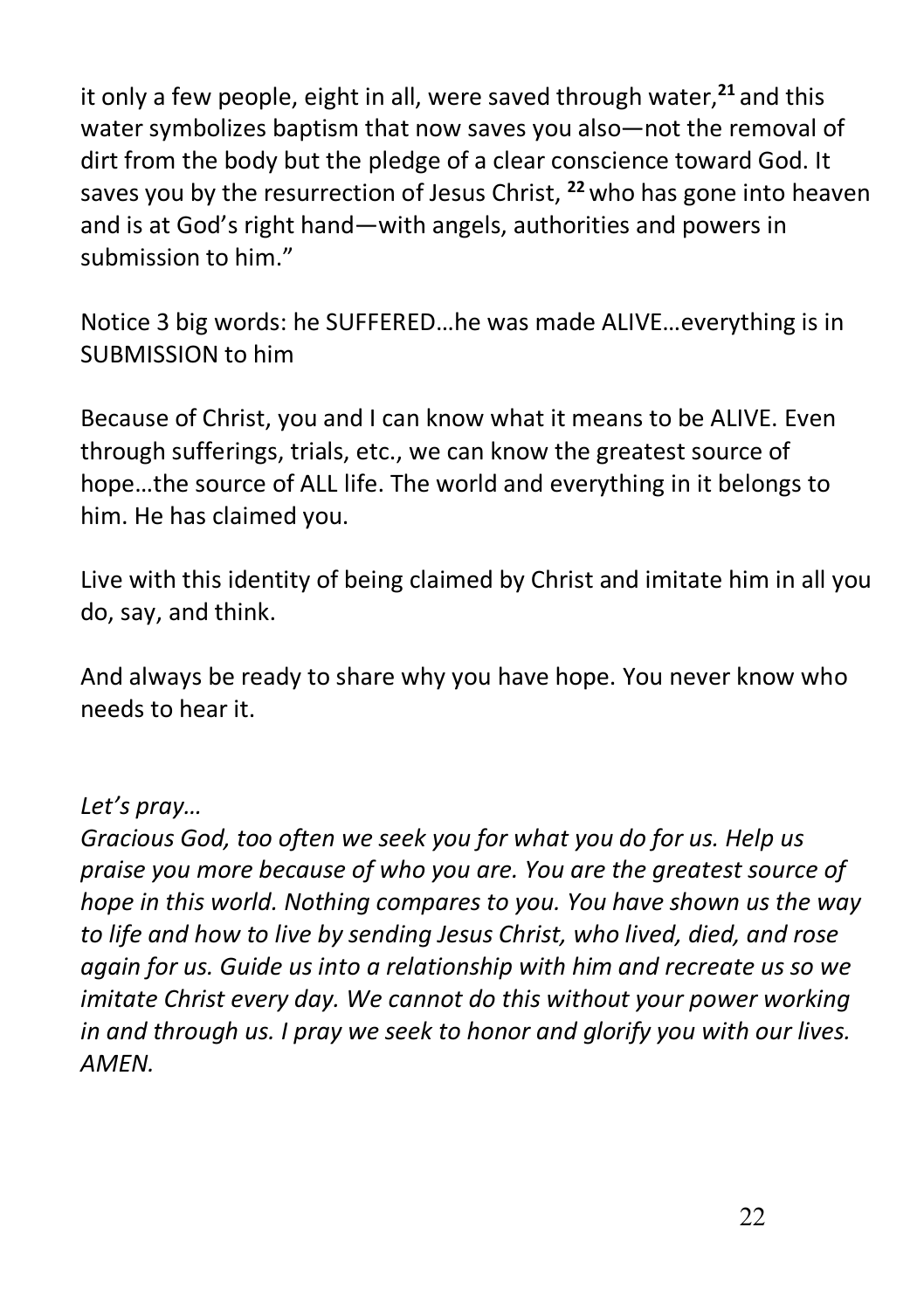it only a few people, eight in all, were saved through water,[21] and this water symbolizes baptism that now saves you also—not the removal of dirt from the body but the pledge of a clear conscience toward God. It saves you by the resurrection of Jesus Christ, [22] who has gone into heaven and is at God's right hand—with angels, authorities and powers in submission to him."

Notice 3 big words: he SUFFERED…he was made ALIVE…everything is in SUBMISSION to him

Because of Christ, you and I can know what it means to be ALIVE. Even through sufferings, trials, etc., we can know the greatest source of hope…the source of ALL life. The world and everything in it belongs to him. He has claimed you.

Live with this identity of being claimed by Christ and imitate him in all you do, say, and think.

And always be ready to share why you have hope. You never know who needs to hear it.

*Let's pray…*
*Gracious God, too often we seek you for what you do for us. Help us praise you more because of who you are. You are the greatest source of hope in this world. Nothing compares to you. You have shown us the way to life and how to live by sending Jesus Christ, who lived, died, and rose again for us. Guide us into a relationship with him and recreate us so we imitate Christ every day. We cannot do this without your power working in and through us. I pray we seek to honor and glorify you with our lives. AMEN.*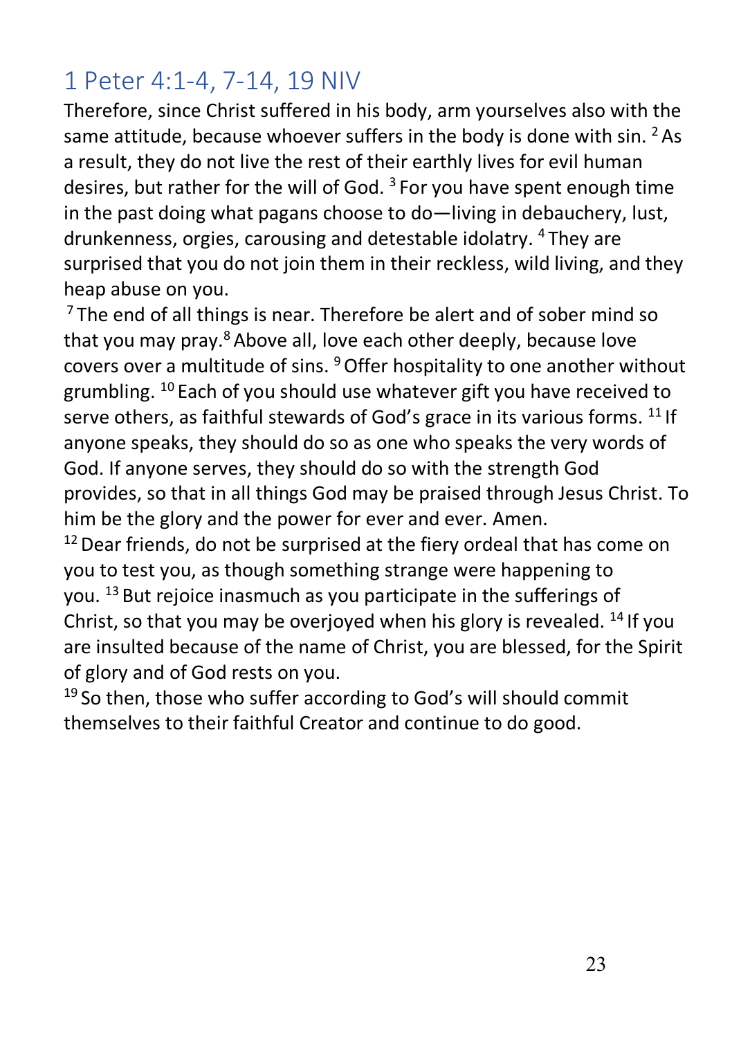# 1 Peter 4:1-4, 7-14, 19 NIV

Therefore, since Christ suffered in his body, arm yourselves also with the same attitude, because whoever suffers in the body is done with sin. [2] As a result, they do not live the rest of their earthly lives for evil human desires, but rather for the will of God. [3] For you have spent enough time in the past doing what pagans choose to do—living in debauchery, lust, drunkenness, orgies, carousing and detestable idolatry. [4] They are surprised that you do not join them in their reckless, wild living, and they heap abuse on you.

[7] The end of all things is near. Therefore be alert and of sober mind so that you may pray.[8] Above all, love each other deeply, because love covers over a multitude of sins. [9] Offer hospitality to one another without grumbling. [10] Each of you should use whatever gift you have received to serve others, as faithful stewards of God's grace in its various forms. [11] If anyone speaks, they should do so as one who speaks the very words of God. If anyone serves, they should do so with the strength God provides, so that in all things God may be praised through Jesus Christ. To him be the glory and the power for ever and ever. Amen.

[12] Dear friends, do not be surprised at the fiery ordeal that has come on you to test you, as though something strange were happening to you. [13] But rejoice inasmuch as you participate in the sufferings of Christ, so that you may be overjoyed when his glory is revealed. [14] If you are insulted because of the name of Christ, you are blessed, for the Spirit of glory and of God rests on you.

[19] So then, those who suffer according to God's will should commit themselves to their faithful Creator and continue to do good.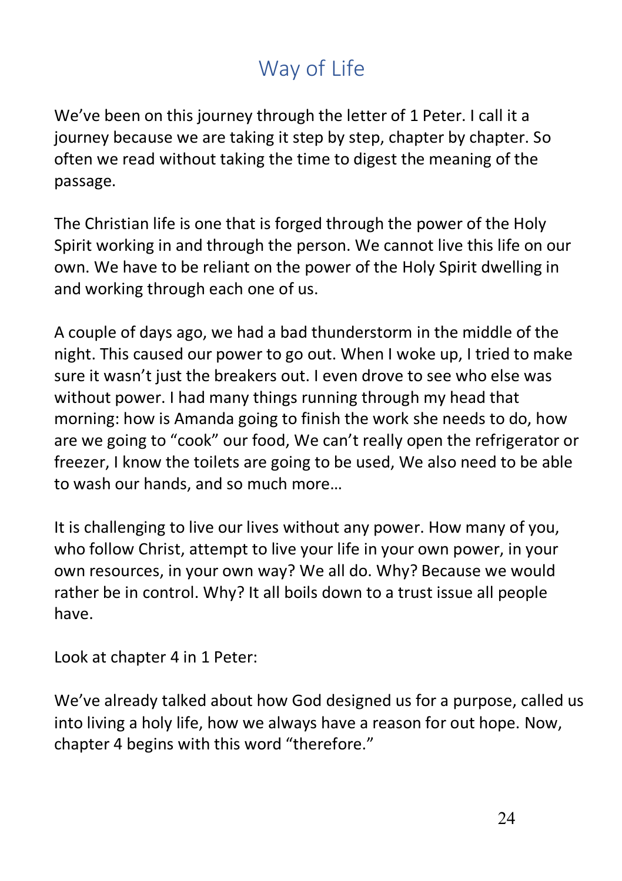# Way of Life

We’ve been on this journey through the letter of 1 Peter. I call it a journey because we are taking it step by step, chapter by chapter. So often we read without taking the time to digest the meaning of the passage.

The Christian life is one that is forged through the power of the Holy Spirit working in and through the person. We cannot live this life on our own. We have to be reliant on the power of the Holy Spirit dwelling in and working through each one of us.

A couple of days ago, we had a bad thunderstorm in the middle of the night. This caused our power to go out. When I woke up, I tried to make sure it wasn’t just the breakers out. I even drove to see who else was without power. I had many things running through my head that morning: how is Amanda going to finish the work she needs to do, how are we going to “cook” our food, We can’t really open the refrigerator or freezer, I know the toilets are going to be used, We also need to be able to wash our hands, and so much more…

It is challenging to live our lives without any power. How many of you, who follow Christ, attempt to live your life in your own power, in your own resources, in your own way? We all do. Why? Because we would rather be in control. Why? It all boils down to a trust issue all people have.

Look at chapter 4 in 1 Peter:

We’ve already talked about how God designed us for a purpose, called us into living a holy life, how we always have a reason for out hope. Now, chapter 4 begins with this word “therefore.”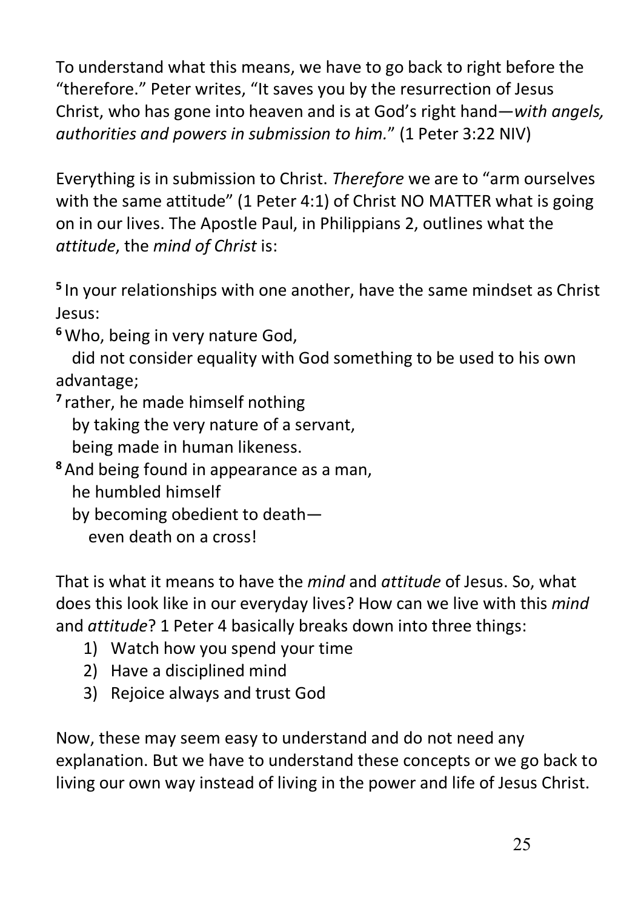To understand what this means, we have to go back to right before the "therefore." Peter writes, "It saves you by the resurrection of Jesus Christ, who has gone into heaven and is at God's right hand—*with angels, authorities and powers in submission to him.*" (1 Peter 3:22 NIV)

Everything is in submission to Christ. *Therefore* we are to "arm ourselves with the same attitude" (1 Peter 4:1) of Christ NO MATTER what is going on in our lives. The Apostle Paul, in Philippians 2, outlines what the *attitude*, the *mind of Christ* is:

**5** In your relationships with one another, have the same mindset as Christ Jesus:
**6** Who, being in very nature God,
did not consider equality with God something to be used to his own advantage;
**7** rather, he made himself nothing
by taking the very nature of a servant,
being made in human likeness.
**8** And being found in appearance as a man,
he humbled himself
by becoming obedient to death—
even death on a cross!

That is what it means to have the *mind* and *attitude* of Jesus. So, what does this look like in our everyday lives? How can we live with this *mind* and *attitude*? 1 Peter 4 basically breaks down into three things:

1) Watch how you spend your time
2) Have a disciplined mind
3) Rejoice always and trust God

Now, these may seem easy to understand and do not need any explanation. But we have to understand these concepts or we go back to living our own way instead of living in the power and life of Jesus Christ.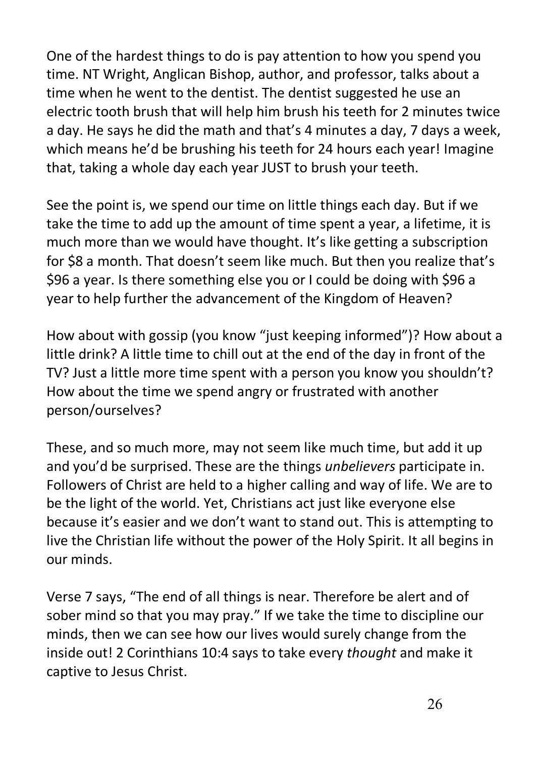One of the hardest things to do is pay attention to how you spend you time. NT Wright, Anglican Bishop, author, and professor, talks about a time when he went to the dentist. The dentist suggested he use an electric tooth brush that will help him brush his teeth for 2 minutes twice a day. He says he did the math and that's 4 minutes a day, 7 days a week, which means he'd be brushing his teeth for 24 hours each year! Imagine that, taking a whole day each year JUST to brush your teeth.

See the point is, we spend our time on little things each day. But if we take the time to add up the amount of time spent a year, a lifetime, it is much more than we would have thought. It's like getting a subscription for $8 a month. That doesn't seem like much. But then you realize that's $96 a year. Is there something else you or I could be doing with $96 a year to help further the advancement of the Kingdom of Heaven?

How about with gossip (you know "just keeping informed")? How about a little drink? A little time to chill out at the end of the day in front of the TV? Just a little more time spent with a person you know you shouldn't? How about the time we spend angry or frustrated with another person/ourselves?

These, and so much more, may not seem like much time, but add it up and you'd be surprised. These are the things *unbelievers* participate in. Followers of Christ are held to a higher calling and way of life. We are to be the light of the world. Yet, Christians act just like everyone else because it's easier and we don't want to stand out. This is attempting to live the Christian life without the power of the Holy Spirit. It all begins in our minds.

Verse 7 says, "The end of all things is near. Therefore be alert and of sober mind so that you may pray." If we take the time to discipline our minds, then we can see how our lives would surely change from the inside out! 2 Corinthians 10:4 says to take every *thought* and make it captive to Jesus Christ.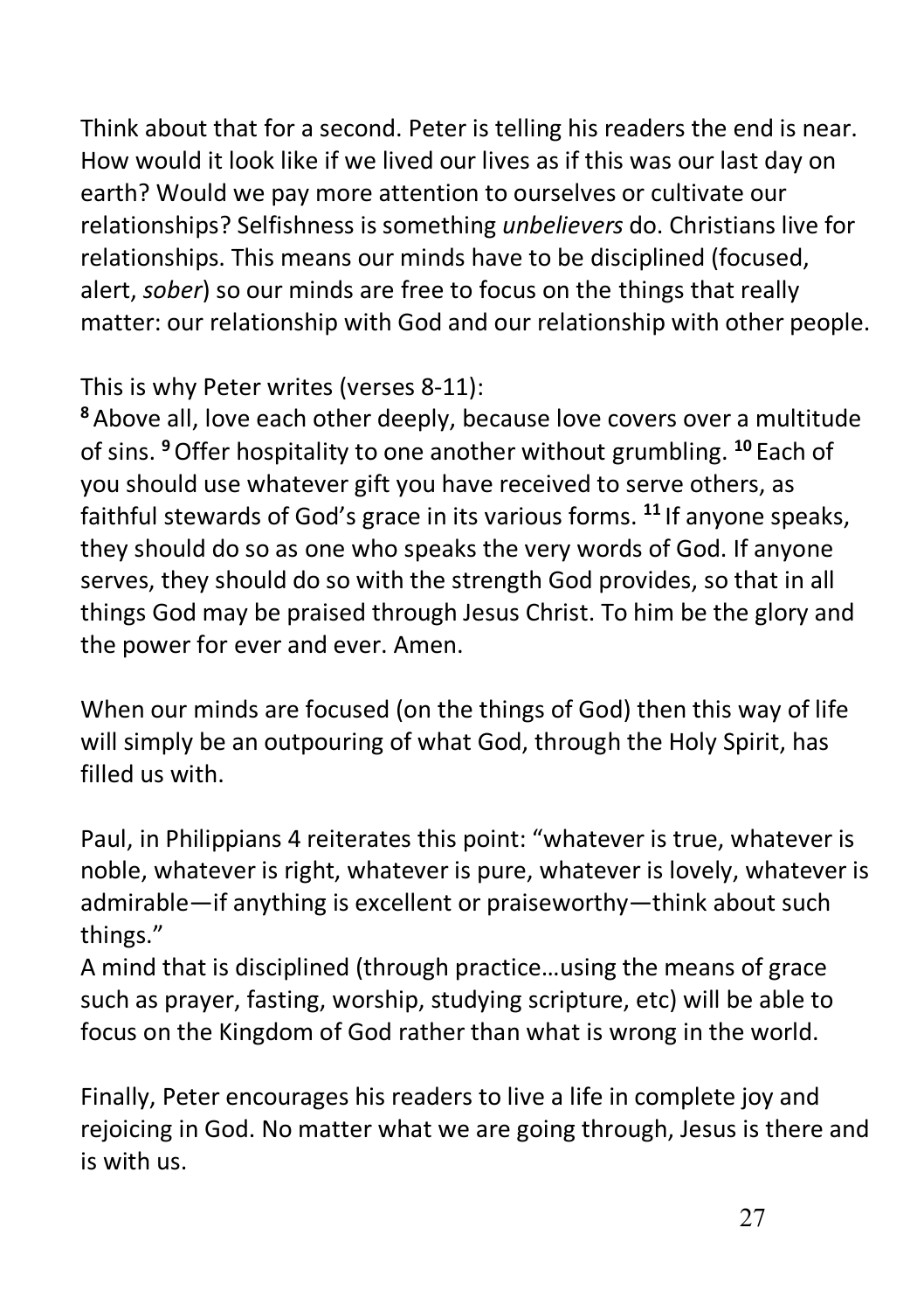Think about that for a second. Peter is telling his readers the end is near. How would it look like if we lived our lives as if this was our last day on earth? Would we pay more attention to ourselves or cultivate our relationships? Selfishness is something *unbelievers* do. Christians live for relationships. This means our minds have to be disciplined (focused, alert, *sober*) so our minds are free to focus on the things that really matter: our relationship with God and our relationship with other people.

This is why Peter writes (verses 8-11):
**8** Above all, love each other deeply, because love covers over a multitude of sins. **9** Offer hospitality to one another without grumbling. **10** Each of you should use whatever gift you have received to serve others, as faithful stewards of God's grace in its various forms. **11** If anyone speaks, they should do so as one who speaks the very words of God. If anyone serves, they should do so with the strength God provides, so that in all things God may be praised through Jesus Christ. To him be the glory and the power for ever and ever. Amen.

When our minds are focused (on the things of God) then this way of life will simply be an outpouring of what God, through the Holy Spirit, has filled us with.

Paul, in Philippians 4 reiterates this point: "whatever is true, whatever is noble, whatever is right, whatever is pure, whatever is lovely, whatever is admirable—if anything is excellent or praiseworthy—think about such things."
A mind that is disciplined (through practice…using the means of grace such as prayer, fasting, worship, studying scripture, etc) will be able to focus on the Kingdom of God rather than what is wrong in the world.

Finally, Peter encourages his readers to live a life in complete joy and rejoicing in God. No matter what we are going through, Jesus is there and is with us.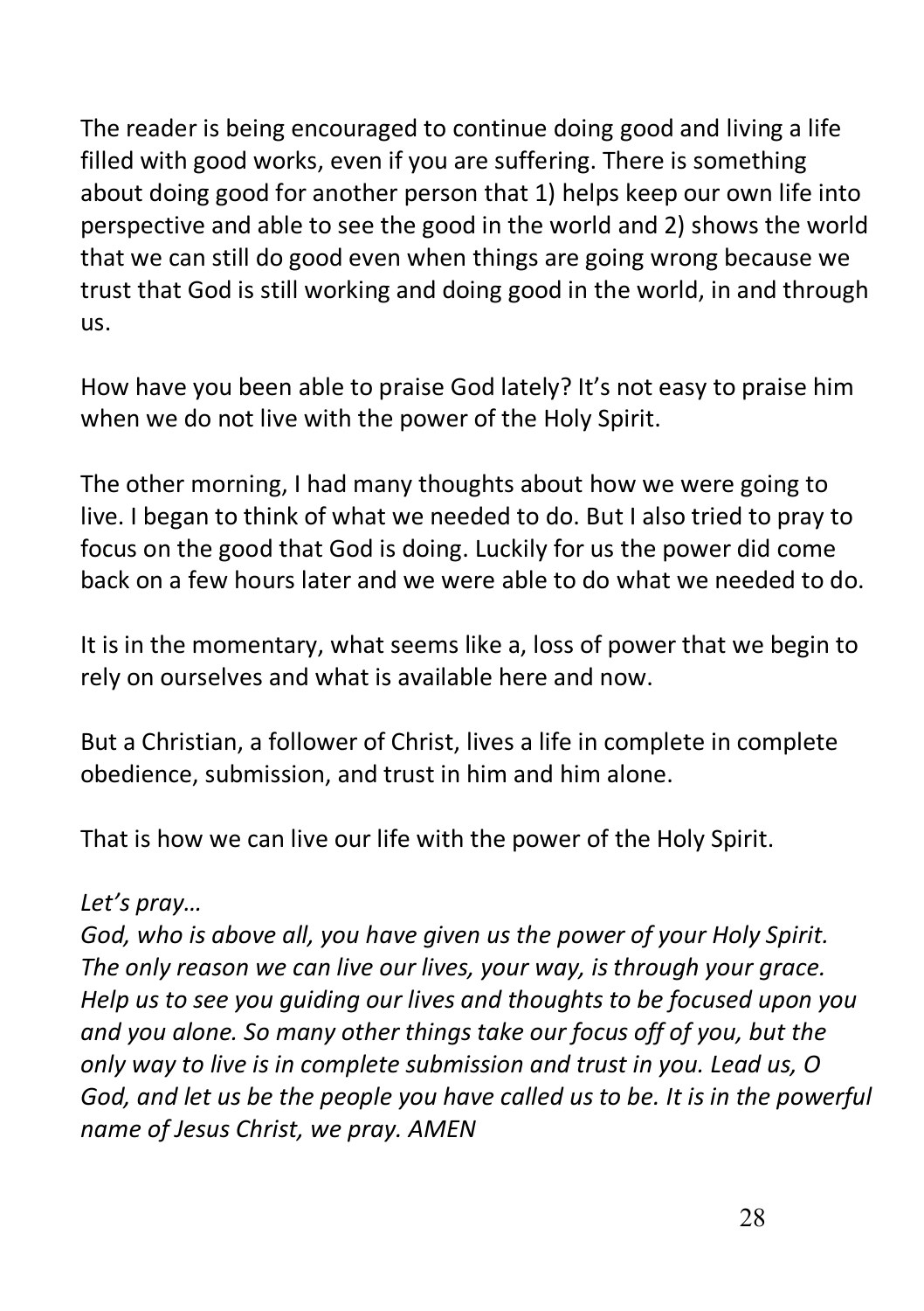The reader is being encouraged to continue doing good and living a life filled with good works, even if you are suffering. There is something about doing good for another person that 1) helps keep our own life into perspective and able to see the good in the world and 2) shows the world that we can still do good even when things are going wrong because we trust that God is still working and doing good in the world, in and through us.

How have you been able to praise God lately? It's not easy to praise him when we do not live with the power of the Holy Spirit.

The other morning, I had many thoughts about how we were going to live. I began to think of what we needed to do. But I also tried to pray to focus on the good that God is doing. Luckily for us the power did come back on a few hours later and we were able to do what we needed to do.

It is in the momentary, what seems like a, loss of power that we begin to rely on ourselves and what is available here and now.

But a Christian, a follower of Christ, lives a life in complete in complete obedience, submission, and trust in him and him alone.

That is how we can live our life with the power of the Holy Spirit.

*Let's pray…*
*God, who is above all, you have given us the power of your Holy Spirit. The only reason we can live our lives, your way, is through your grace. Help us to see you guiding our lives and thoughts to be focused upon you and you alone. So many other things take our focus off of you, but the only way to live is in complete submission and trust in you. Lead us, O God, and let us be the people you have called us to be. It is in the powerful name of Jesus Christ, we pray. AMEN*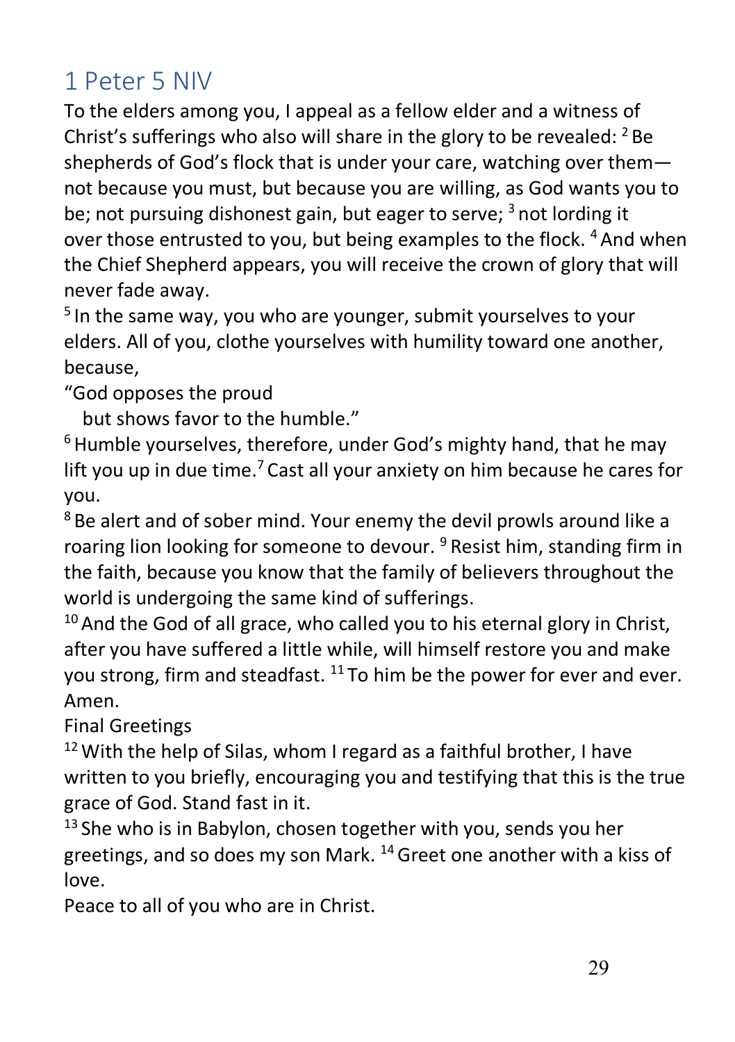# 1 Peter 5 NIV

To the elders among you, I appeal as a fellow elder and a witness of Christ's sufferings who also will share in the glory to be revealed: [2] Be shepherds of God's flock that is under your care, watching over them—not because you must, but because you are willing, as God wants you to be; not pursuing dishonest gain, but eager to serve; [3] not lording it over those entrusted to you, but being examples to the flock. [4] And when the Chief Shepherd appears, you will receive the crown of glory that will never fade away.

[5] In the same way, you who are younger, submit yourselves to your elders. All of you, clothe yourselves with humility toward one another, because,

"God opposes the proud
  but shows favor to the humble."

[6] Humble yourselves, therefore, under God's mighty hand, that he may lift you up in due time.[7] Cast all your anxiety on him because he cares for you.

[8] Be alert and of sober mind. Your enemy the devil prowls around like a roaring lion looking for someone to devour. [9] Resist him, standing firm in the faith, because you know that the family of believers throughout the world is undergoing the same kind of sufferings.

[10] And the God of all grace, who called you to his eternal glory in Christ, after you have suffered a little while, will himself restore you and make you strong, firm and steadfast. [11] To him be the power for ever and ever. Amen.

Final Greetings

[12] With the help of Silas, whom I regard as a faithful brother, I have written to you briefly, encouraging you and testifying that this is the true grace of God. Stand fast in it.

[13] She who is in Babylon, chosen together with you, sends you her greetings, and so does my son Mark. [14] Greet one another with a kiss of love.

Peace to all of you who are in Christ.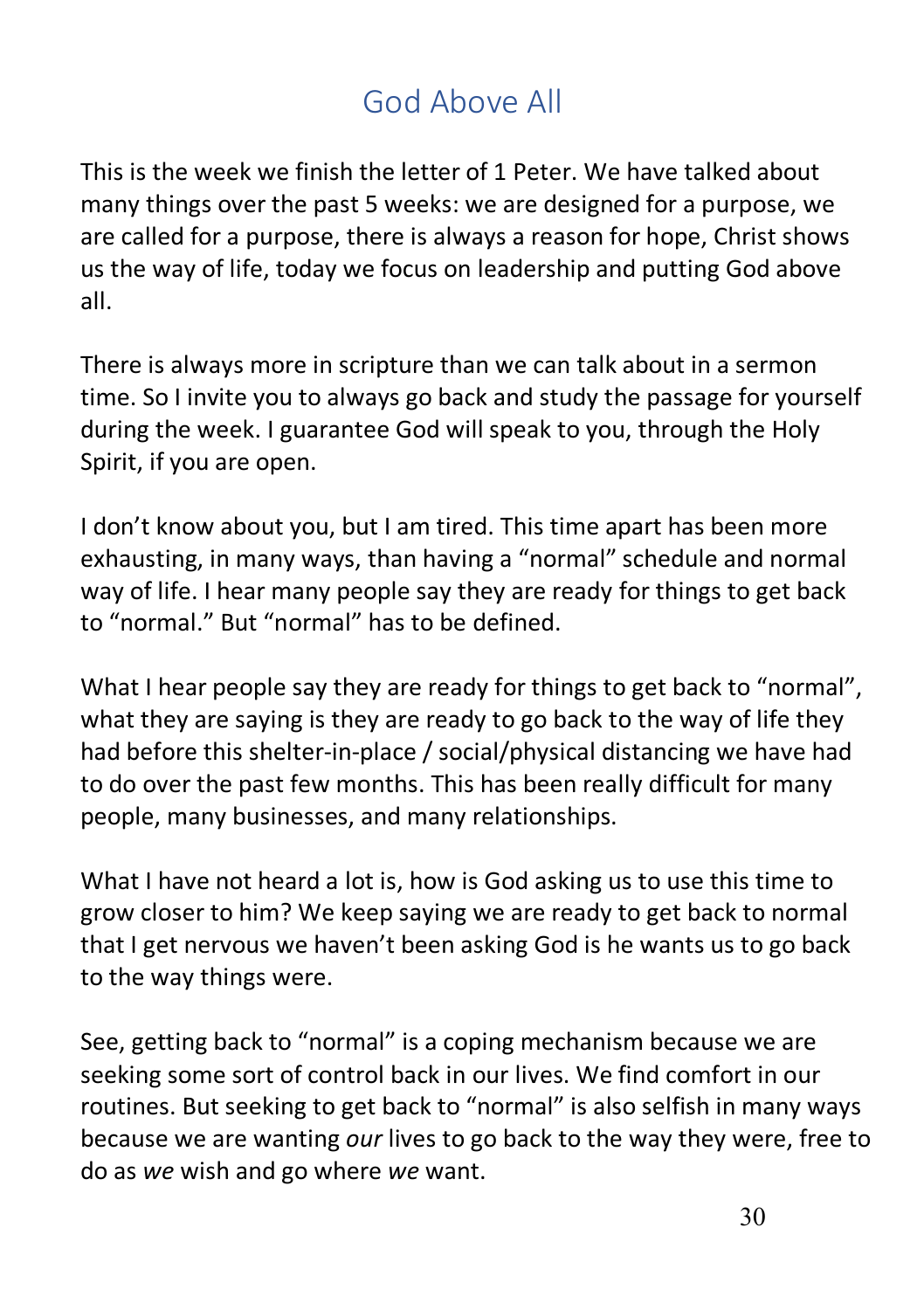# God Above All

This is the week we finish the letter of 1 Peter. We have talked about many things over the past 5 weeks: we are designed for a purpose, we are called for a purpose, there is always a reason for hope, Christ shows us the way of life, today we focus on leadership and putting God above all.

There is always more in scripture than we can talk about in a sermon time. So I invite you to always go back and study the passage for yourself during the week. I guarantee God will speak to you, through the Holy Spirit, if you are open.

I don't know about you, but I am tired. This time apart has been more exhausting, in many ways, than having a "normal" schedule and normal way of life. I hear many people say they are ready for things to get back to "normal." But "normal" has to be defined.

What I hear people say they are ready for things to get back to "normal", what they are saying is they are ready to go back to the way of life they had before this shelter-in-place / social/physical distancing we have had to do over the past few months. This has been really difficult for many people, many businesses, and many relationships.

What I have not heard a lot is, how is God asking us to use this time to grow closer to him? We keep saying we are ready to get back to normal that I get nervous we haven't been asking God is he wants us to go back to the way things were.

See, getting back to "normal" is a coping mechanism because we are seeking some sort of control back in our lives. We find comfort in our routines. But seeking to get back to "normal" is also selfish in many ways because we are wanting *our* lives to go back to the way they were, free to do as *we* wish and go where *we* want.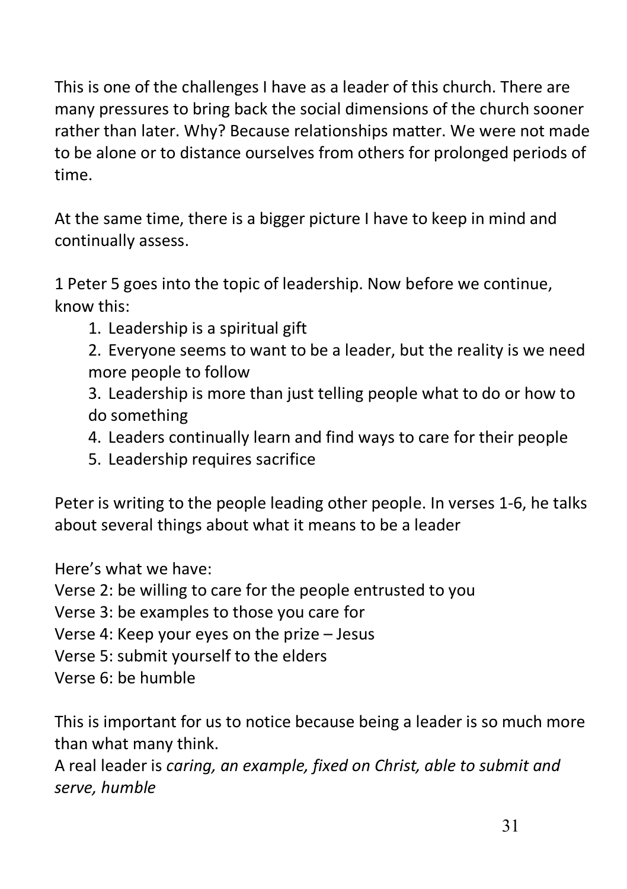This is one of the challenges I have as a leader of this church. There are many pressures to bring back the social dimensions of the church sooner rather than later. Why? Because relationships matter. We were not made to be alone or to distance ourselves from others for prolonged periods of time.

At the same time, there is a bigger picture I have to keep in mind and continually assess.

1 Peter 5 goes into the topic of leadership. Now before we continue, know this:

1. Leadership is a spiritual gift
2. Everyone seems to want to be a leader, but the reality is we need more people to follow
3. Leadership is more than just telling people what to do or how to do something
4. Leaders continually learn and find ways to care for their people
5. Leadership requires sacrifice

Peter is writing to the people leading other people. In verses 1-6, he talks about several things about what it means to be a leader

Here's what we have:
Verse 2: be willing to care for the people entrusted to you
Verse 3: be examples to those you care for
Verse 4: Keep your eyes on the prize – Jesus
Verse 5: submit yourself to the elders
Verse 6: be humble

This is important for us to notice because being a leader is so much more than what many think.
A real leader is *caring, an example, fixed on Christ, able to submit and serve, humble*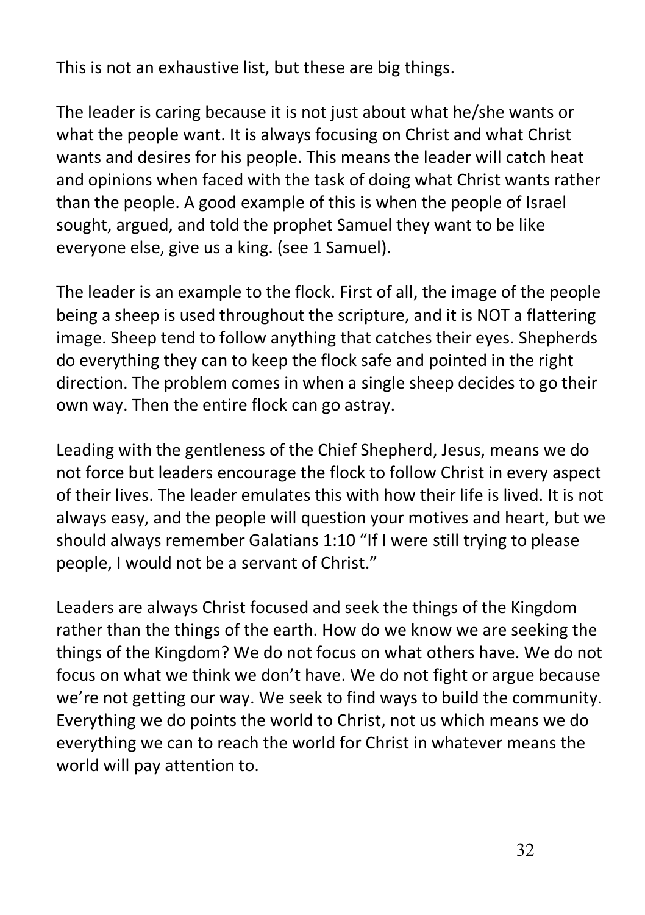This is not an exhaustive list, but these are big things.

The leader is caring because it is not just about what he/she wants or what the people want. It is always focusing on Christ and what Christ wants and desires for his people. This means the leader will catch heat and opinions when faced with the task of doing what Christ wants rather than the people. A good example of this is when the people of Israel sought, argued, and told the prophet Samuel they want to be like everyone else, give us a king. (see 1 Samuel).

The leader is an example to the flock. First of all, the image of the people being a sheep is used throughout the scripture, and it is NOT a flattering image. Sheep tend to follow anything that catches their eyes. Shepherds do everything they can to keep the flock safe and pointed in the right direction. The problem comes in when a single sheep decides to go their own way. Then the entire flock can go astray.

Leading with the gentleness of the Chief Shepherd, Jesus, means we do not force but leaders encourage the flock to follow Christ in every aspect of their lives. The leader emulates this with how their life is lived. It is not always easy, and the people will question your motives and heart, but we should always remember Galatians 1:10 “If I were still trying to please people, I would not be a servant of Christ.”

Leaders are always Christ focused and seek the things of the Kingdom rather than the things of the earth. How do we know we are seeking the things of the Kingdom? We do not focus on what others have. We do not focus on what we think we don’t have. We do not fight or argue because we’re not getting our way. We seek to find ways to build the community. Everything we do points the world to Christ, not us which means we do everything we can to reach the world for Christ in whatever means the world will pay attention to.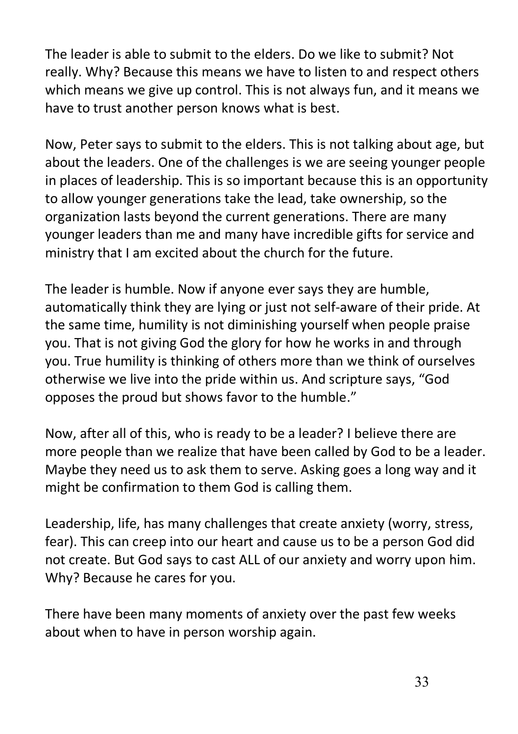The leader is able to submit to the elders. Do we like to submit? Not really. Why? Because this means we have to listen to and respect others which means we give up control. This is not always fun, and it means we have to trust another person knows what is best.

Now, Peter says to submit to the elders. This is not talking about age, but about the leaders. One of the challenges is we are seeing younger people in places of leadership. This is so important because this is an opportunity to allow younger generations take the lead, take ownership, so the organization lasts beyond the current generations. There are many younger leaders than me and many have incredible gifts for service and ministry that I am excited about the church for the future.

The leader is humble. Now if anyone ever says they are humble, automatically think they are lying or just not self-aware of their pride. At the same time, humility is not diminishing yourself when people praise you. That is not giving God the glory for how he works in and through you. True humility is thinking of others more than we think of ourselves otherwise we live into the pride within us. And scripture says, "God opposes the proud but shows favor to the humble."

Now, after all of this, who is ready to be a leader? I believe there are more people than we realize that have been called by God to be a leader. Maybe they need us to ask them to serve. Asking goes a long way and it might be confirmation to them God is calling them.

Leadership, life, has many challenges that create anxiety (worry, stress, fear). This can creep into our heart and cause us to be a person God did not create. But God says to cast ALL of our anxiety and worry upon him. Why? Because he cares for you.

There have been many moments of anxiety over the past few weeks about when to have in person worship again.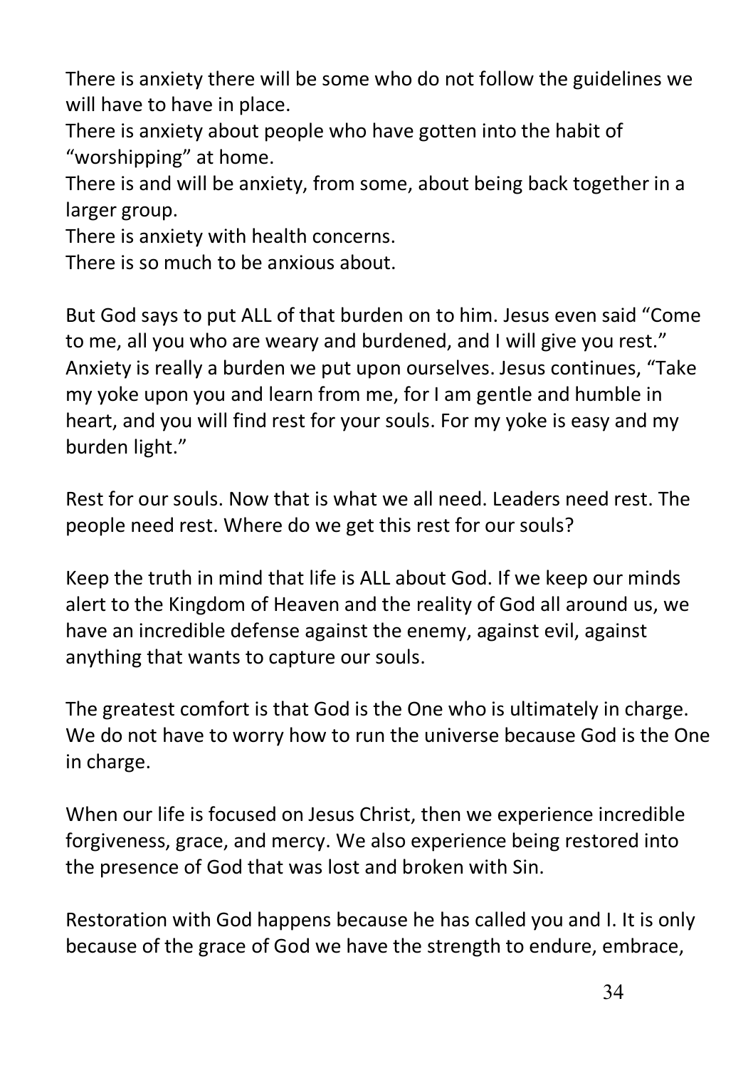There is anxiety there will be some who do not follow the guidelines we will have to have in place.
There is anxiety about people who have gotten into the habit of "worshipping" at home.
There is and will be anxiety, from some, about being back together in a larger group.
There is anxiety with health concerns.
There is so much to be anxious about.

But God says to put ALL of that burden on to him. Jesus even said "Come to me, all you who are weary and burdened, and I will give you rest." Anxiety is really a burden we put upon ourselves. Jesus continues, "Take my yoke upon you and learn from me, for I am gentle and humble in heart, and you will find rest for your souls. For my yoke is easy and my burden light."

Rest for our souls. Now that is what we all need. Leaders need rest. The people need rest. Where do we get this rest for our souls?

Keep the truth in mind that life is ALL about God. If we keep our minds alert to the Kingdom of Heaven and the reality of God all around us, we have an incredible defense against the enemy, against evil, against anything that wants to capture our souls.

The greatest comfort is that God is the One who is ultimately in charge. We do not have to worry how to run the universe because God is the One in charge.

When our life is focused on Jesus Christ, then we experience incredible forgiveness, grace, and mercy. We also experience being restored into the presence of God that was lost and broken with Sin.

Restoration with God happens because he has called you and I. It is only because of the grace of God we have the strength to endure, embrace,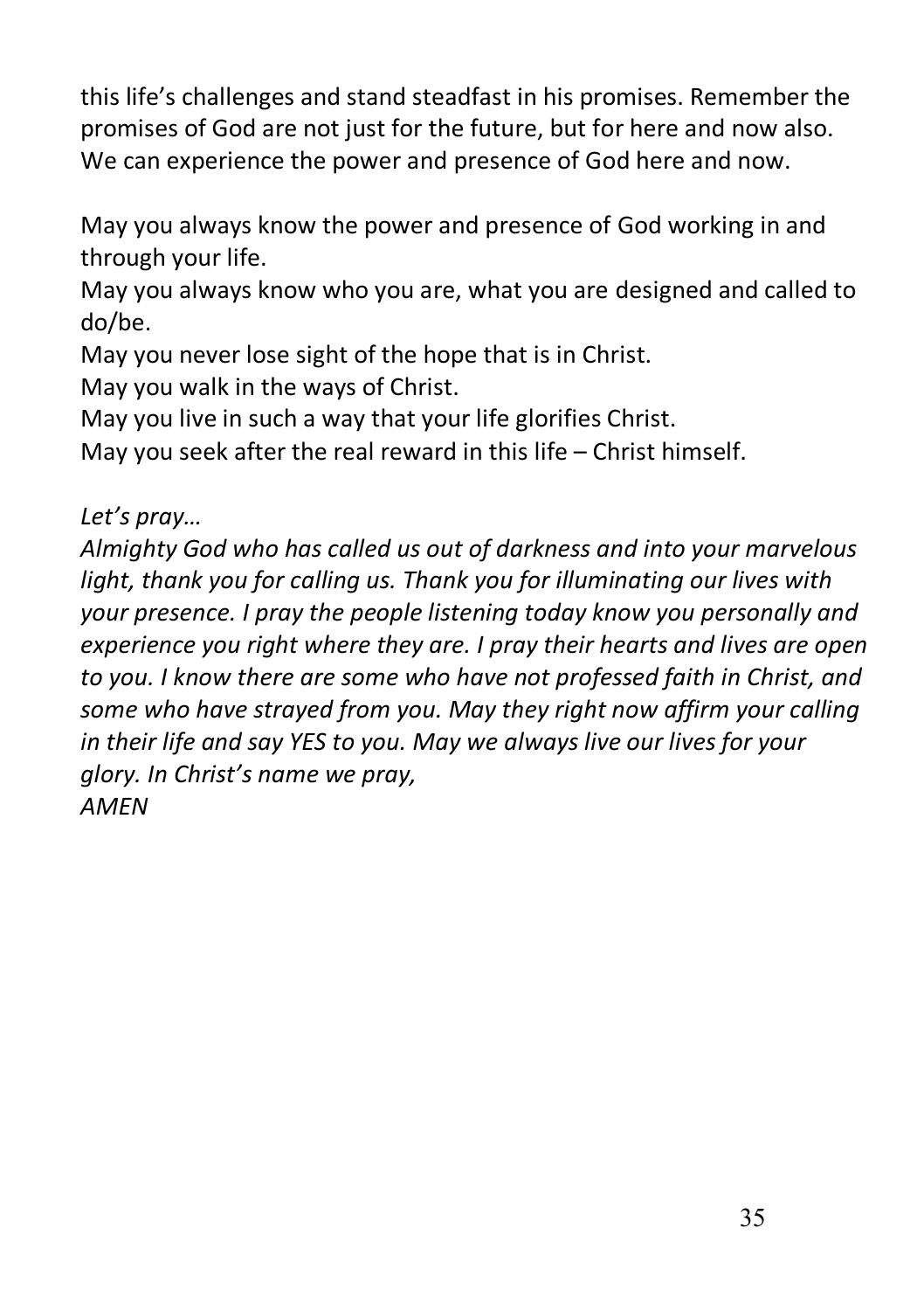this life's challenges and stand steadfast in his promises. Remember the promises of God are not just for the future, but for here and now also. We can experience the power and presence of God here and now.

May you always know the power and presence of God working in and through your life.
May you always know who you are, what you are designed and called to do/be.
May you never lose sight of the hope that is in Christ.
May you walk in the ways of Christ.
May you live in such a way that your life glorifies Christ.
May you seek after the real reward in this life – Christ himself.

*Let's pray…*
*Almighty God who has called us out of darkness and into your marvelous light, thank you for calling us. Thank you for illuminating our lives with your presence. I pray the people listening today know you personally and experience you right where they are. I pray their hearts and lives are open to you. I know there are some who have not professed faith in Christ, and some who have strayed from you. May they right now affirm your calling in their life and say YES to you. May we always live our lives for your glory. In Christ's name we pray,*
*AMEN*